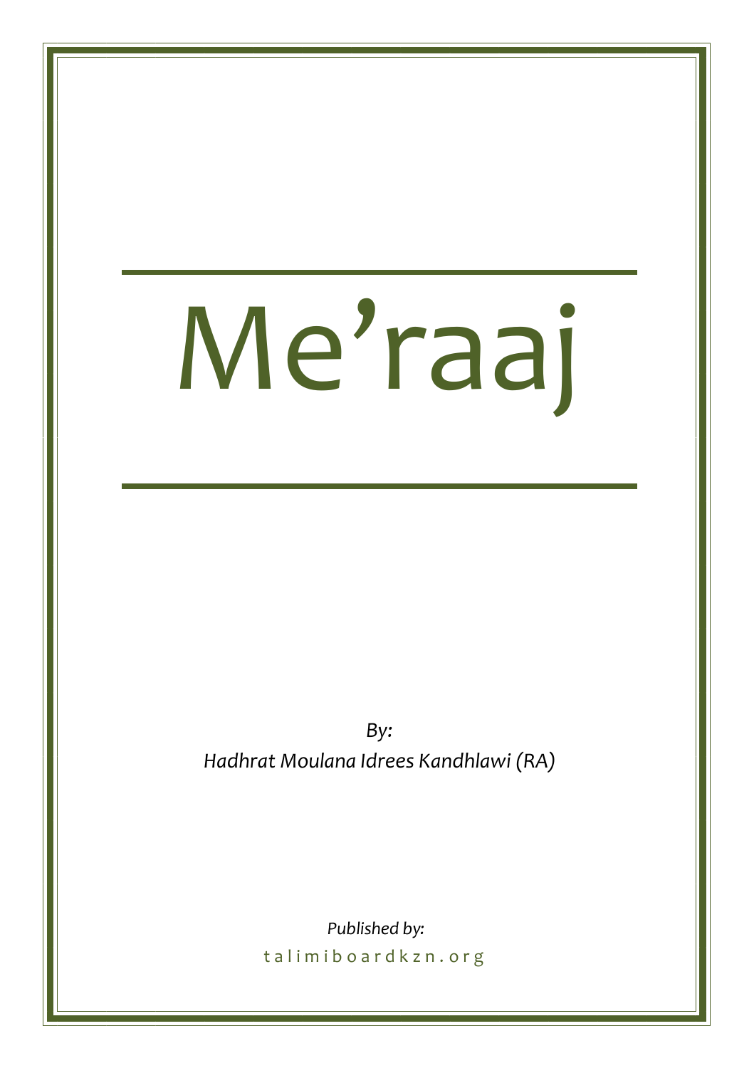# Me’raaj

*By:*

*Hadhrat Moulana Idrees Kandhlawi (RA)*

*Published by:*

talimiboardkzn.org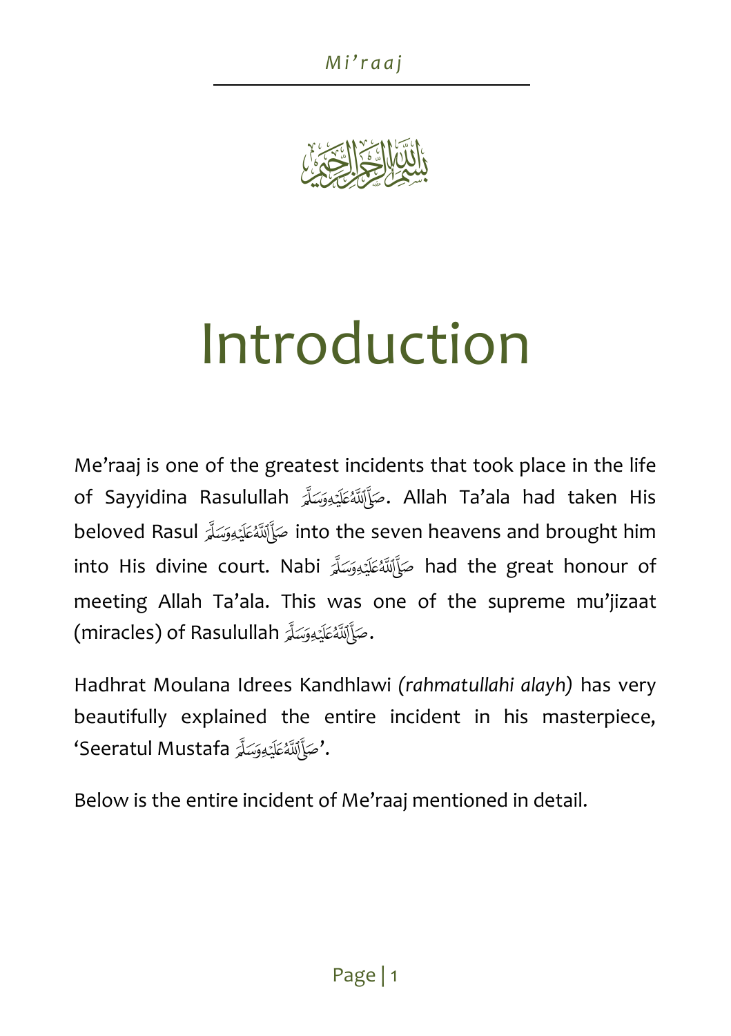بِسْمِ اللَّهِ الرَّحْمَٰنِ الرَّحِيمِ

# Introduction

Me'raaj is one of the greatest incidents that took place in the life of Sayyidina Rasulullah ﷺ. Allah Ta'ala had taken His beloved Rasul ﷺ into the seven heavens and brought him into His divine court. Nabi ﷺ had the great honour of meeting Allah Ta'ala. This was one of the supreme mu'jizaat (miracles) of Rasulullah ﷺ.

Hadhrat Moulana Idrees Kandhlawi *(rahmatullahi alayh)* has very beautifully explained the entire incident in his masterpiece, 'Seeratul Mustafa ﷺ'.

Below is the entire incident of Me'raaj mentioned in detail.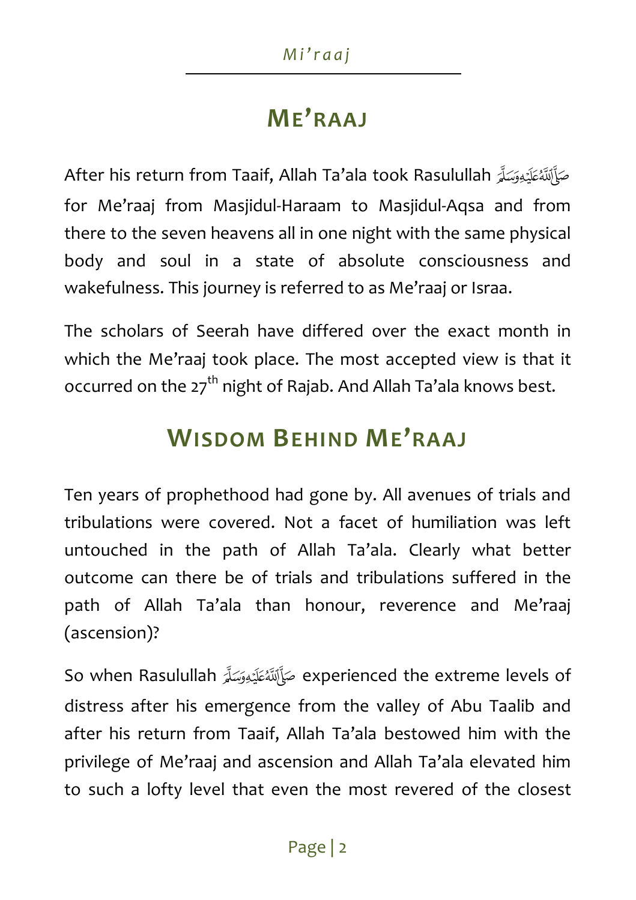## Me'raaj

After his return from Taaif, Allah Ta'ala took Rasulullah ﷺ for Me'raaj from Masjidul-Haraam to Masjidul-Aqsa and from there to the seven heavens all in one night with the same physical body and soul in a state of absolute consciousness and wakefulness. This journey is referred to as Me'raaj or Israa.

The scholars of Seerah have differed over the exact month in which the Me'raaj took place. The most accepted view is that it occurred on the 27th night of Rajab. And Allah Ta'ala knows best.

## Wisdom Behind Me'raaj

Ten years of prophethood had gone by. All avenues of trials and tribulations were covered. Not a facet of humiliation was left untouched in the path of Allah Ta'ala. Clearly what better outcome can there be of trials and tribulations suffered in the path of Allah Ta'ala than honour, reverence and Me'raaj (ascension)?

So when Rasulullah ﷺ experienced the extreme levels of distress after his emergence from the valley of Abu Taalib and after his return from Taaif, Allah Ta'ala bestowed him with the privilege of Me'raaj and ascension and Allah Ta'ala elevated him to such a lofty level that even the most revered of the closest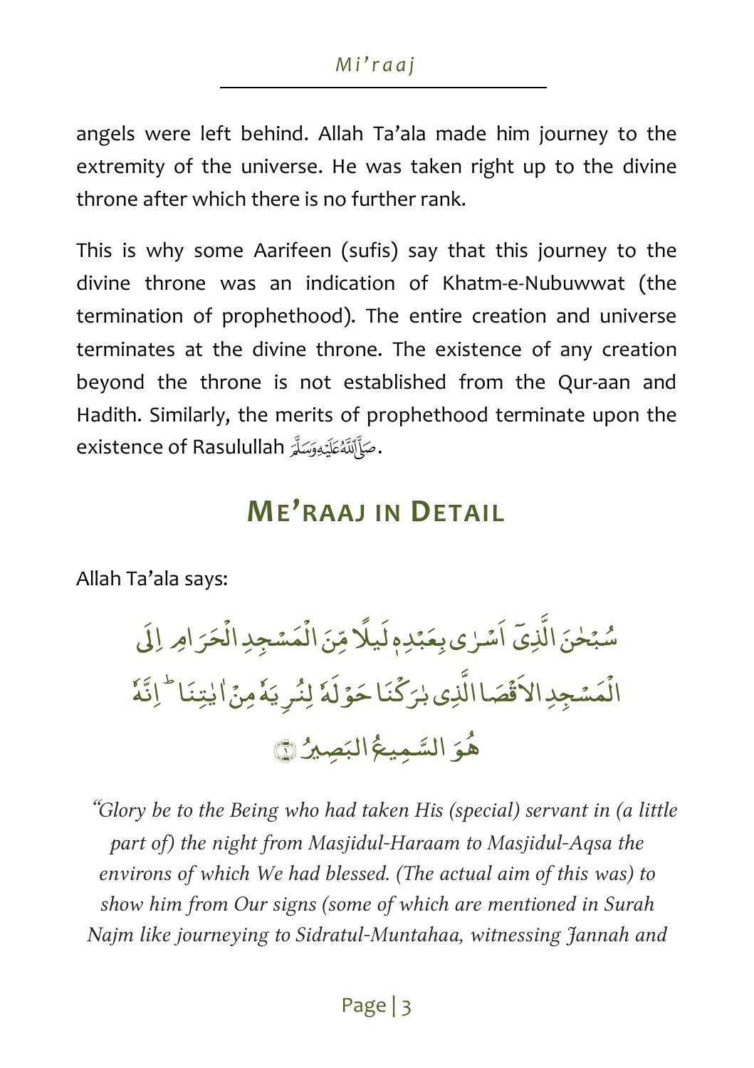angels were left behind. Allah Ta'ala made him journey to the extremity of the universe. He was taken right up to the divine throne after which there is no further rank.

This is why some Aarifeen (sufis) say that this journey to the divine throne was an indication of Khatm-e-Nubuwwat (the termination of prophethood). The entire creation and universe terminates at the divine throne. The existence of any creation beyond the throne is not established from the Qur-aan and Hadith. Similarly, the merits of prophethood terminate upon the existence of Rasulullah صَلَّى ٱللَّهُ عَلَيْهِ وَسَلَّمَ.

## Me'raaj in Detail

Allah Ta'ala says:

سُبۡحٰنَ الَّذِیۡۤ اَسۡرٰی بِعَبۡدِہٖ لَیۡلًا مِّنَ الۡمَسۡجِدِ الۡحَرَامِ اِلَی الۡمَسۡجِدِ الۡاَقۡصَا الَّذِیۡ بٰرَکۡنَا حَوۡلَہٗ لِنُرِیَہٗ مِنۡ اٰیٰتِنَا ؕ اِنَّہٗ ہُوَ السَّمِیۡعُ الۡبَصِیۡرُ ﴿۱﴾

*"Glory be to the Being who had taken His (special) servant in (a little part of) the night from Masjidul-Haraam to Masjidul-Aqsa the environs of which We had blessed. (The actual aim of this was) to show him from Our signs (some of which are mentioned in Surah Najm like journeying to Sidratul-Muntahaa, witnessing Jannah and*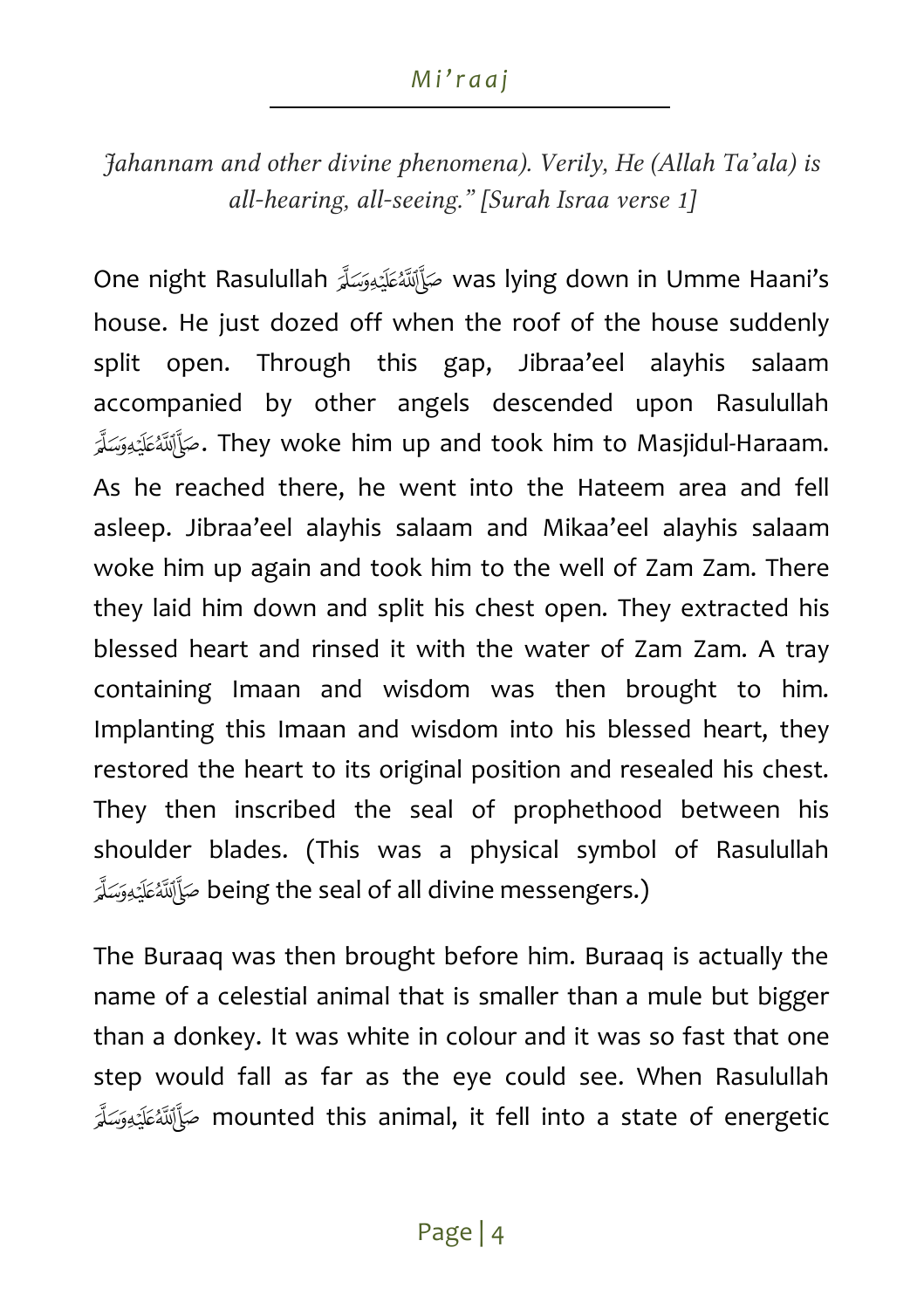*Jahannam and other divine phenomena). Verily, He (Allah Ta'ala) is all-hearing, all-seeing." [Surah Israa verse 1]*

One night Rasulullah ﷺ was lying down in Umme Haani's house. He just dozed off when the roof of the house suddenly split open. Through this gap, Jibraa'eel alayhis salaam accompanied by other angels descended upon Rasulullah ﷺ. They woke him up and took him to Masjidul-Haraam. As he reached there, he went into the Hateem area and fell asleep. Jibraa'eel alayhis salaam and Mikaa'eel alayhis salaam woke him up again and took him to the well of Zam Zam. There they laid him down and split his chest open. They extracted his blessed heart and rinsed it with the water of Zam Zam. A tray containing Imaan and wisdom was then brought to him. Implanting this Imaan and wisdom into his blessed heart, they restored the heart to its original position and resealed his chest. They then inscribed the seal of prophethood between his shoulder blades. (This was a physical symbol of Rasulullah ﷺ being the seal of all divine messengers.)

The Buraaq was then brought before him. Buraaq is actually the name of a celestial animal that is smaller than a mule but bigger than a donkey. It was white in colour and it was so fast that one step would fall as far as the eye could see. When Rasulullah ﷺ mounted this animal, it fell into a state of energetic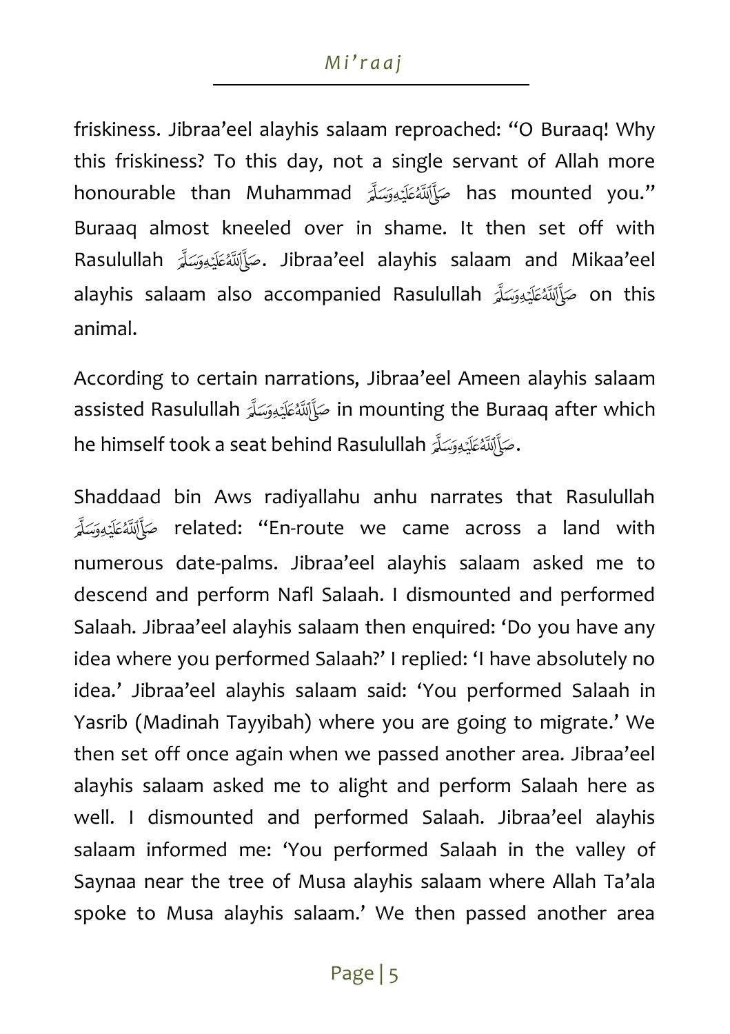friskiness. Jibraa'eel alayhis salaam reproached: "O Buraaq! Why this friskiness? To this day, not a single servant of Allah more honourable than Muhammad صَلَّى اللهُ عَلَيْهِ وَسَلَّمَ has mounted you." Buraaq almost kneeled over in shame. It then set off with Rasulullah صَلَّى اللهُ عَلَيْهِ وَسَلَّمَ. Jibraa'eel alayhis salaam and Mikaa'eel alayhis salaam also accompanied Rasulullah صَلَّى اللهُ عَلَيْهِ وَسَلَّمَ on this animal.

According to certain narrations, Jibraa'eel Ameen alayhis salaam assisted Rasulullah صَلَّى اللهُ عَلَيْهِ وَسَلَّمَ in mounting the Buraaq after which he himself took a seat behind Rasulullah صَلَّى اللهُ عَلَيْهِ وَسَلَّمَ.

Shaddaad bin Aws radiyallahu anhu narrates that Rasulullah صَلَّى اللهُ عَلَيْهِ وَسَلَّمَ related: "En-route we came across a land with numerous date-palms. Jibraa'eel alayhis salaam asked me to descend and perform Nafl Salaah. I dismounted and performed Salaah. Jibraa'eel alayhis salaam then enquired: 'Do you have any idea where you performed Salaah?' I replied: 'I have absolutely no idea.' Jibraa'eel alayhis salaam said: 'You performed Salaah in Yasrib (Madinah Tayyibah) where you are going to migrate.' We then set off once again when we passed another area. Jibraa'eel alayhis salaam asked me to alight and perform Salaah here as well. I dismounted and performed Salaah. Jibraa'eel alayhis salaam informed me: 'You performed Salaah in the valley of Saynaa near the tree of Musa alayhis salaam where Allah Ta'ala spoke to Musa alayhis salaam.' We then passed another area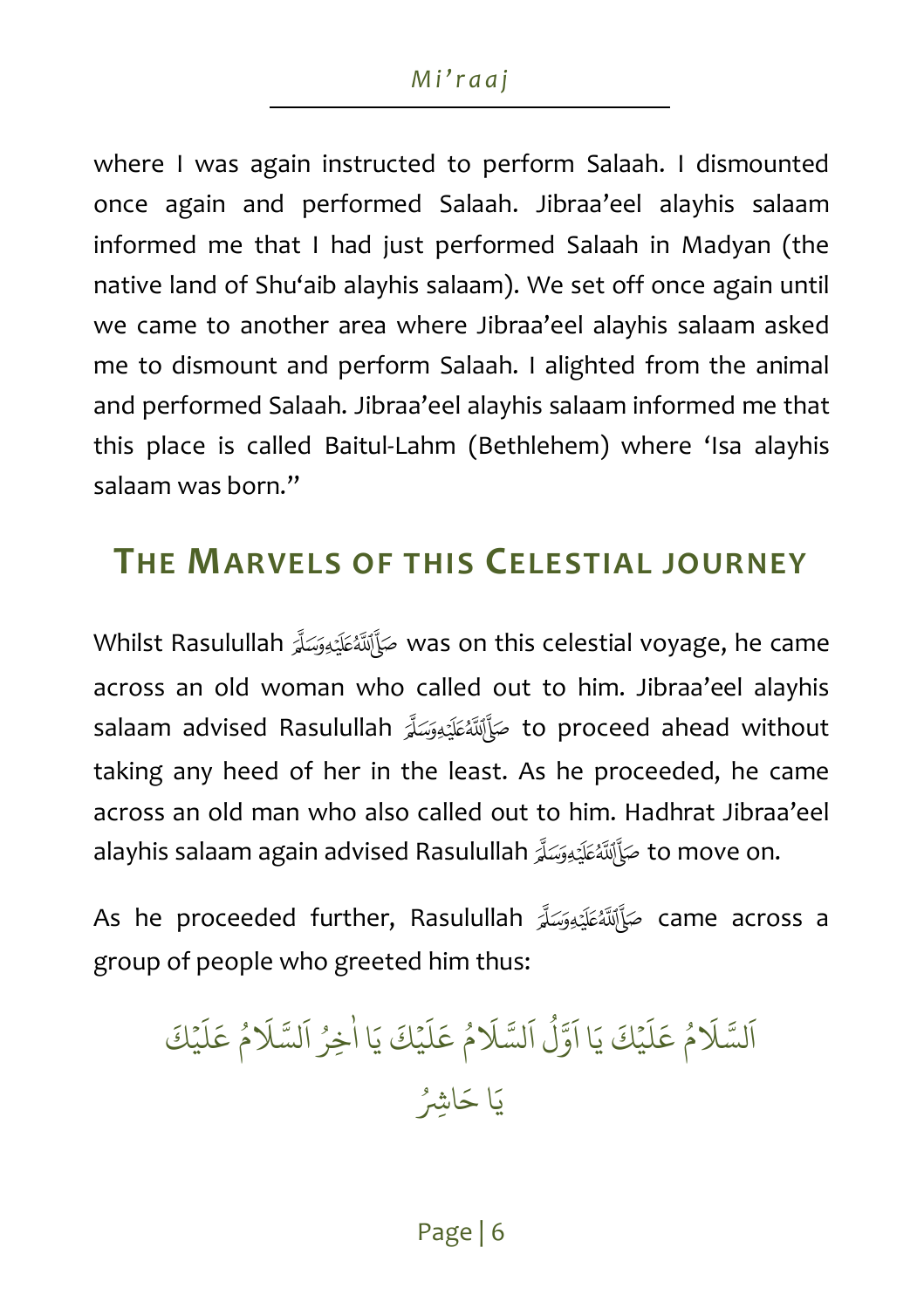where I was again instructed to perform Salaah. I dismounted once again and performed Salaah. Jibraa'eel alayhis salaam informed me that I had just performed Salaah in Madyan (the native land of Shu'aib alayhis salaam). We set off once again until we came to another area where Jibraa'eel alayhis salaam asked me to dismount and perform Salaah. I alighted from the animal and performed Salaah. Jibraa'eel alayhis salaam informed me that this place is called Baitul-Lahm (Bethlehem) where 'Isa alayhis salaam was born."

## The Marvels of this Celestial journey

Whilst Rasulullah ﷺ was on this celestial voyage, he came across an old woman who called out to him. Jibraa'eel alayhis salaam advised Rasulullah ﷺ to proceed ahead without taking any heed of her in the least. As he proceeded, he came across an old man who also called out to him. Hadhrat Jibraa'eel alayhis salaam again advised Rasulullah ﷺ to move on.

As he proceeded further, Rasulullah ﷺ came across a group of people who greeted him thus:

اَلسَّلَامُ عَلَيْكَ يَا اَوَّلُ اَلسَّلَامُ عَلَيْكَ يَا اٰخِرُ اَلسَّلَامُ عَلَيْكَ يَا حَاشِرُ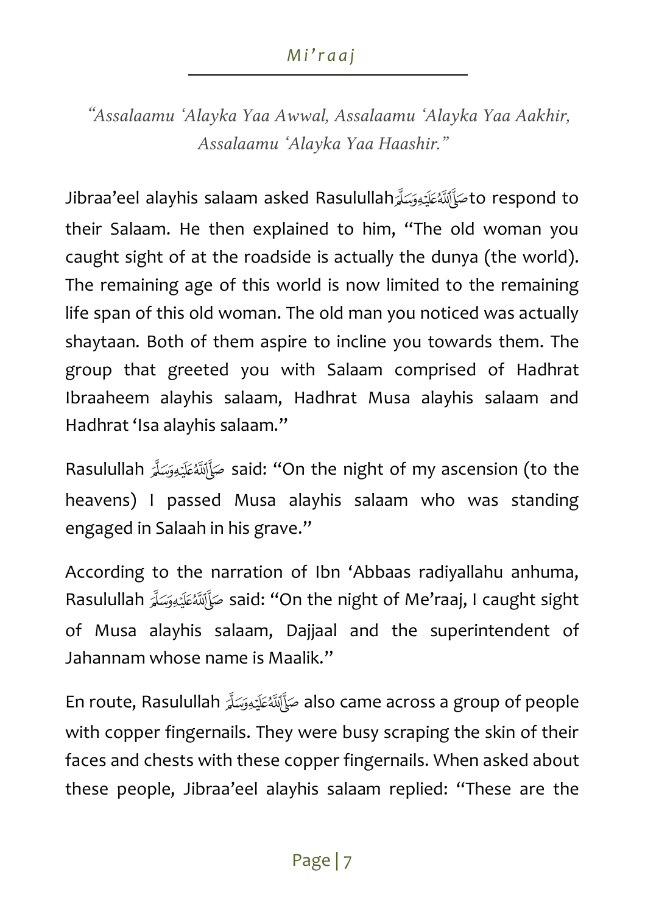*"Assalaamu 'Alayka Yaa Awwal, Assalaamu 'Alayka Yaa Aakhir, Assalaamu 'Alayka Yaa Haashir."*

Jibraa'eel alayhis salaam asked Rasulullah ﷺ to respond to their Salaam. He then explained to him, "The old woman you caught sight of at the roadside is actually the dunya (the world). The remaining age of this world is now limited to the remaining life span of this old woman. The old man you noticed was actually shaytaan. Both of them aspire to incline you towards them. The group that greeted you with Salaam comprised of Hadhrat Ibraaheem alayhis salaam, Hadhrat Musa alayhis salaam and Hadhrat 'Isa alayhis salaam."

Rasulullah ﷺ said: "On the night of my ascension (to the heavens) I passed Musa alayhis salaam who was standing engaged in Salaah in his grave."

According to the narration of Ibn 'Abbaas radiyallahu anhuma, Rasulullah ﷺ said: "On the night of Me'raaj, I caught sight of Musa alayhis salaam, Dajjaal and the superintendent of Jahannam whose name is Maalik."

En route, Rasulullah ﷺ also came across a group of people with copper fingernails. They were busy scraping the skin of their faces and chests with these copper fingernails. When asked about these people, Jibraa'eel alayhis salaam replied: "These are the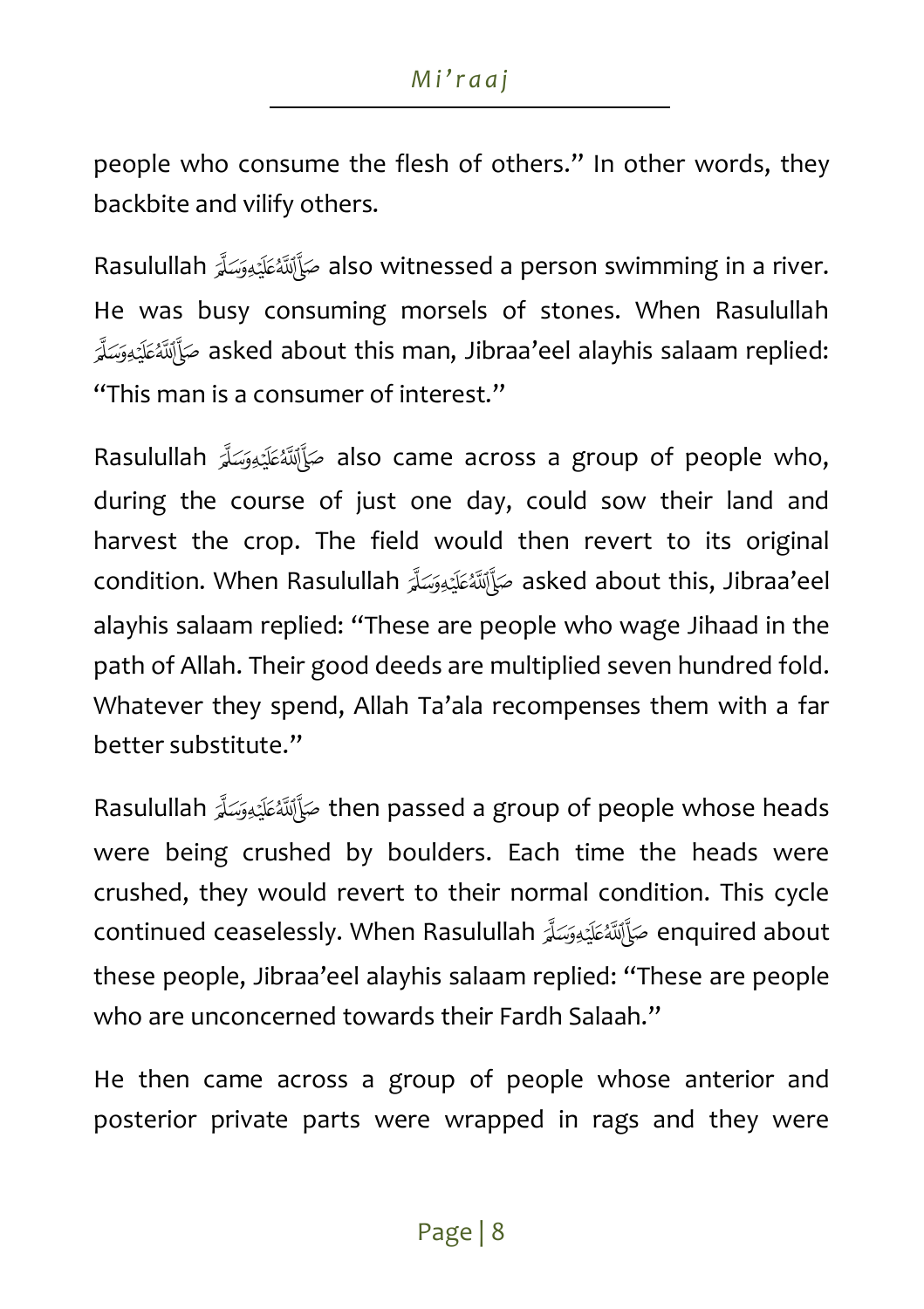people who consume the flesh of others." In other words, they backbite and vilify others.

Rasulullah صَلَّى ٱللَّٰهُ عَلَيْهِ وَسَلَّمَ also witnessed a person swimming in a river. He was busy consuming morsels of stones. When Rasulullah صَلَّى ٱللَّٰهُ عَلَيْهِ وَسَلَّمَ asked about this man, Jibraa'eel alayhis salaam replied: "This man is a consumer of interest."

Rasulullah صَلَّى ٱللَّٰهُ عَلَيْهِ وَسَلَّمَ also came across a group of people who, during the course of just one day, could sow their land and harvest the crop. The field would then revert to its original condition. When Rasulullah صَلَّى ٱللَّٰهُ عَلَيْهِ وَسَلَّمَ asked about this, Jibraa'eel alayhis salaam replied: "These are people who wage Jihaad in the path of Allah. Their good deeds are multiplied seven hundred fold. Whatever they spend, Allah Ta'ala recompenses them with a far better substitute."

Rasulullah صَلَّى ٱللَّٰهُ عَلَيْهِ وَسَلَّمَ then passed a group of people whose heads were being crushed by boulders. Each time the heads were crushed, they would revert to their normal condition. This cycle continued ceaselessly. When Rasulullah صَلَّى ٱللَّٰهُ عَلَيْهِ وَسَلَّمَ enquired about these people, Jibraa'eel alayhis salaam replied: "These are people who are unconcerned towards their Fardh Salaah."

He then came across a group of people whose anterior and posterior private parts were wrapped in rags and they were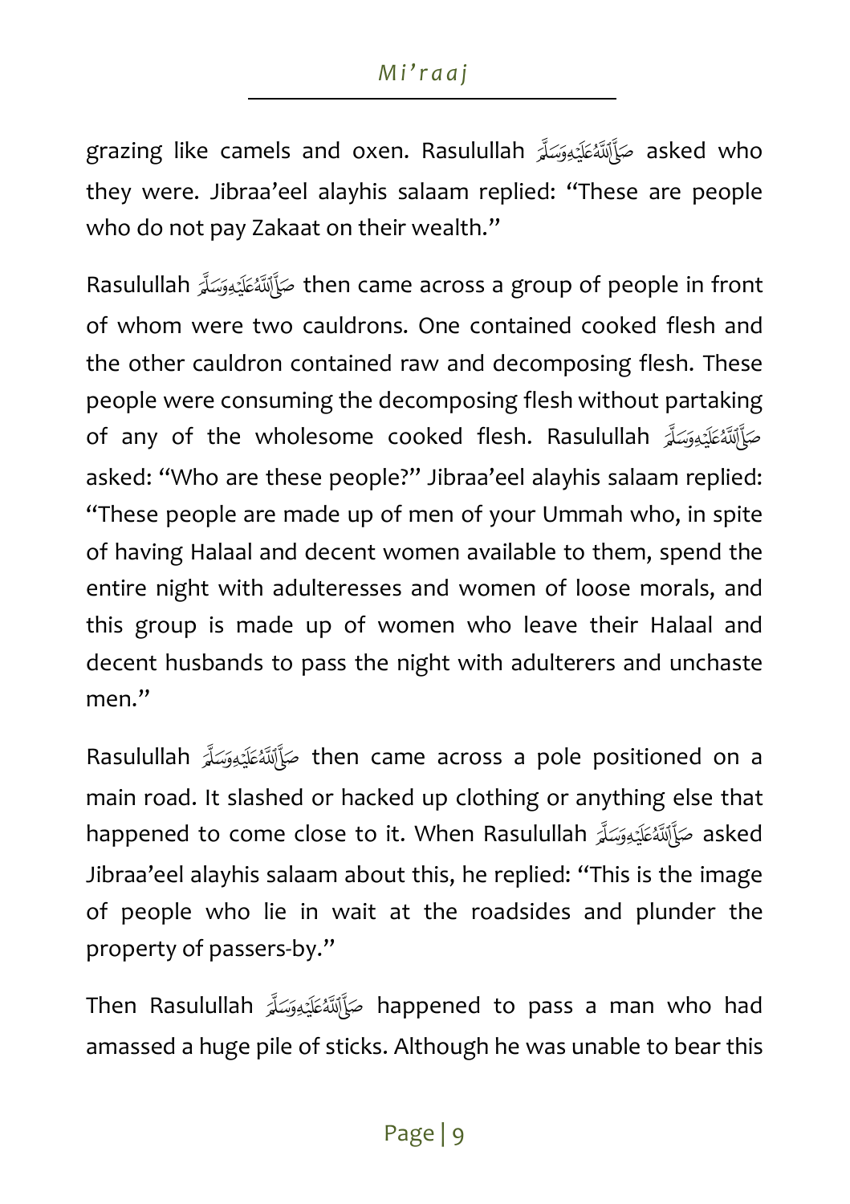grazing like camels and oxen. Rasulullah صَلَّى ٱللَّٰهُ عَلَيْهِ وَسَلَّمَ asked who they were. Jibraa'eel alayhis salaam replied: "These are people who do not pay Zakaat on their wealth."

Rasulullah صَلَّى ٱللَّٰهُ عَلَيْهِ وَسَلَّمَ then came across a group of people in front of whom were two cauldrons. One contained cooked flesh and the other cauldron contained raw and decomposing flesh. These people were consuming the decomposing flesh without partaking of any of the wholesome cooked flesh. Rasulullah صَلَّى ٱللَّٰهُ عَلَيْهِ وَسَلَّمَ asked: "Who are these people?" Jibraa'eel alayhis salaam replied: "These people are made up of men of your Ummah who, in spite of having Halaal and decent women available to them, spend the entire night with adulteresses and women of loose morals, and this group is made up of women who leave their Halaal and decent husbands to pass the night with adulterers and unchaste men."

Rasulullah صَلَّى ٱللَّٰهُ عَلَيْهِ وَسَلَّمَ then came across a pole positioned on a main road. It slashed or hacked up clothing or anything else that happened to come close to it. When Rasulullah صَلَّى ٱللَّٰهُ عَلَيْهِ وَسَلَّمَ asked Jibraa'eel alayhis salaam about this, he replied: "This is the image of people who lie in wait at the roadsides and plunder the property of passers-by."

Then Rasulullah صَلَّى ٱللَّٰهُ عَلَيْهِ وَسَلَّمَ happened to pass a man who had amassed a huge pile of sticks. Although he was unable to bear this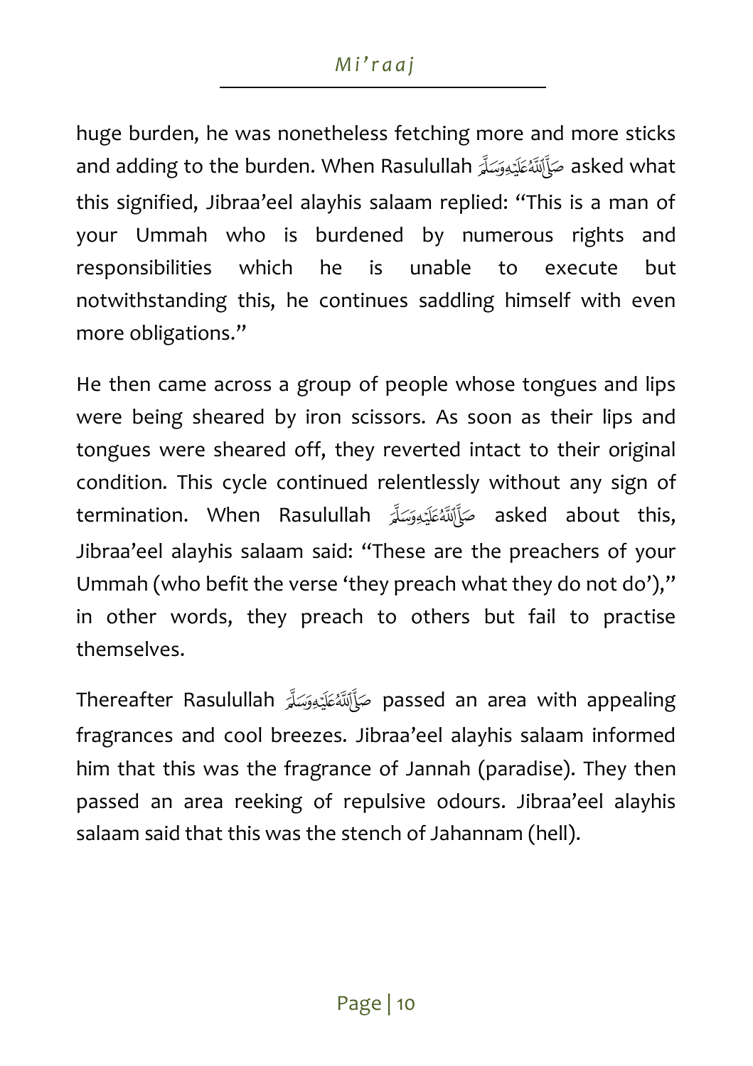huge burden, he was nonetheless fetching more and more sticks and adding to the burden. When Rasulullah صَلَّى ٱللَّٰهُ عَلَيْهِ وَسَلَّمَ asked what this signified, Jibraa'eel alayhis salaam replied: "This is a man of your Ummah who is burdened by numerous rights and responsibilities which he is unable to execute but notwithstanding this, he continues saddling himself with even more obligations."

He then came across a group of people whose tongues and lips were being sheared by iron scissors. As soon as their lips and tongues were sheared off, they reverted intact to their original condition. This cycle continued relentlessly without any sign of termination. When Rasulullah صَلَّى ٱللَّٰهُ عَلَيْهِ وَسَلَّمَ asked about this, Jibraa'eel alayhis salaam said: "These are the preachers of your Ummah (who befit the verse 'they preach what they do not do')," in other words, they preach to others but fail to practise themselves.

Thereafter Rasulullah صَلَّى ٱللَّٰهُ عَلَيْهِ وَسَلَّمَ passed an area with appealing fragrances and cool breezes. Jibraa'eel alayhis salaam informed him that this was the fragrance of Jannah (paradise). They then passed an area reeking of repulsive odours. Jibraa'eel alayhis salaam said that this was the stench of Jahannam (hell).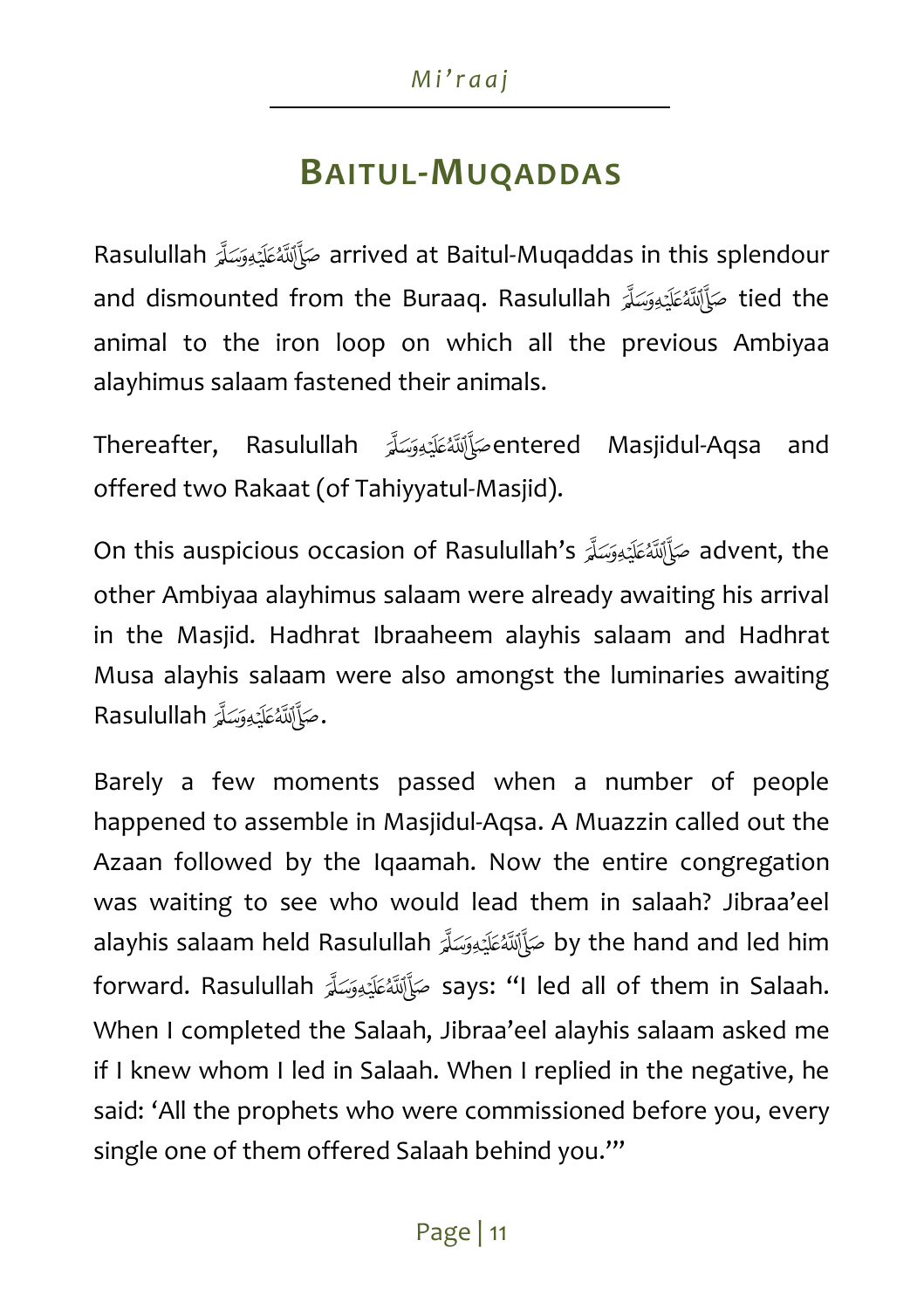## BAITUL-MUQADDAS

Rasulullah ﷺ arrived at Baitul-Muqaddas in this splendour and dismounted from the Buraaq. Rasulullah ﷺ tied the animal to the iron loop on which all the previous Ambiyaa alayhimus salaam fastened their animals.

Thereafter, Rasulullah ﷺ entered Masjidul-Aqsa and offered two Rakaat (of Tahiyyatul-Masjid).

On this auspicious occasion of Rasulullah's ﷺ advent, the other Ambiyaa alayhimus salaam were already awaiting his arrival in the Masjid. Hadhrat Ibraaheem alayhis salaam and Hadhrat Musa alayhis salaam were also amongst the luminaries awaiting Rasulullah ﷺ.

Barely a few moments passed when a number of people happened to assemble in Masjidul-Aqsa. A Muazzin called out the Azaan followed by the Iqaamah. Now the entire congregation was waiting to see who would lead them in salaah? Jibraa'eel alayhis salaam held Rasulullah ﷺ by the hand and led him forward. Rasulullah ﷺ says: "I led all of them in Salaah. When I completed the Salaah, Jibraa'eel alayhis salaam asked me if I knew whom I led in Salaah. When I replied in the negative, he said: 'All the prophets who were commissioned before you, every single one of them offered Salaah behind you.'"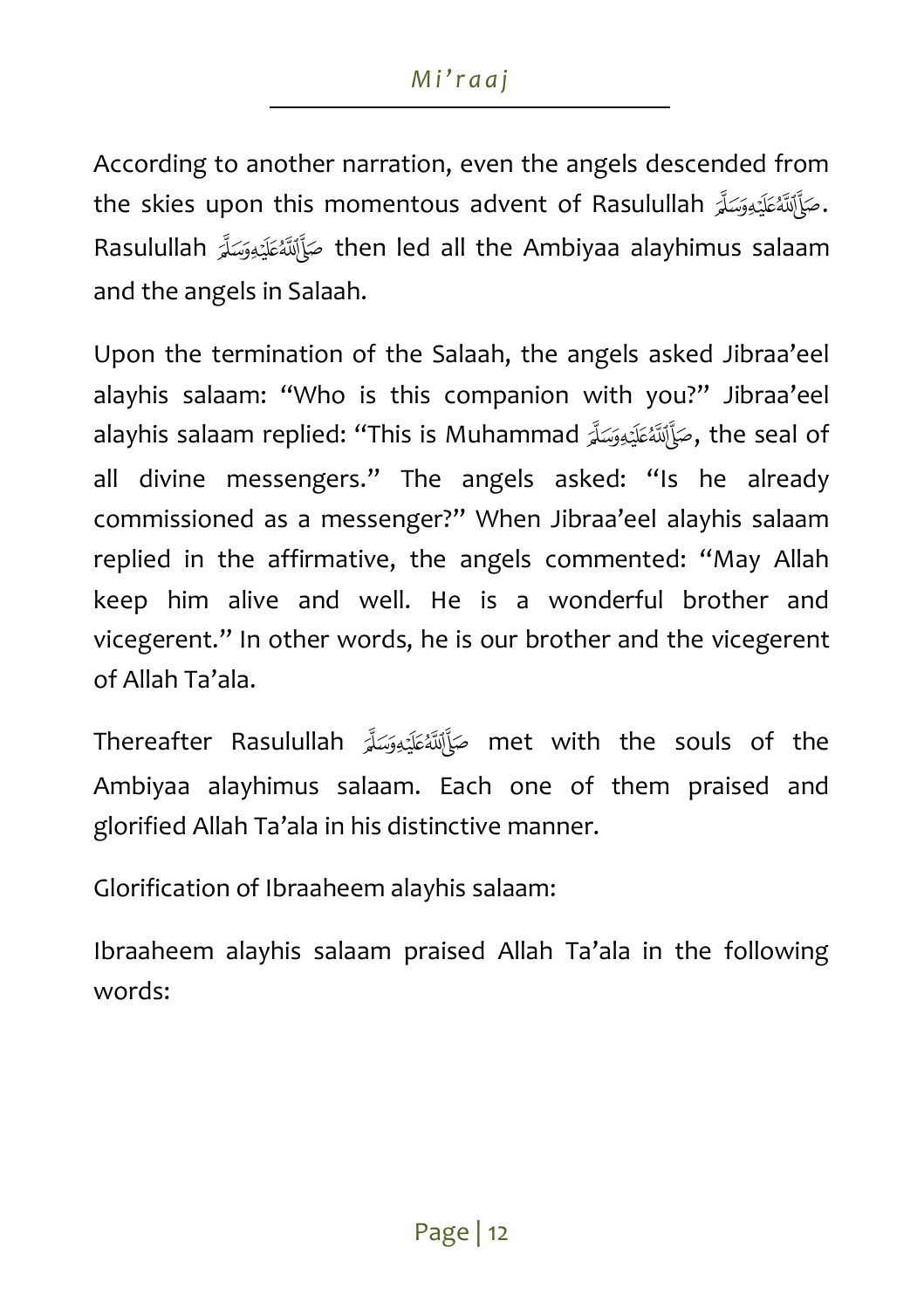According to another narration, even the angels descended from the skies upon this momentous advent of Rasulullah صَلَّى ٱللَّٰهُ عَلَيْهِ وَسَلَّمَ. Rasulullah صَلَّى ٱللَّٰهُ عَلَيْهِ وَسَلَّمَ then led all the Ambiyaa alayhimus salaam and the angels in Salaah.

Upon the termination of the Salaah, the angels asked Jibraa'eel alayhis salaam: "Who is this companion with you?" Jibraa'eel alayhis salaam replied: "This is Muhammad صَلَّى ٱللَّٰهُ عَلَيْهِ وَسَلَّمَ, the seal of all divine messengers." The angels asked: "Is he already commissioned as a messenger?" When Jibraa'eel alayhis salaam replied in the affirmative, the angels commented: "May Allah keep him alive and well. He is a wonderful brother and vicegerent." In other words, he is our brother and the vicegerent of Allah Ta'ala.

Thereafter Rasulullah صَلَّى ٱللَّٰهُ عَلَيْهِ وَسَلَّمَ met with the souls of the Ambiyaa alayhimus salaam. Each one of them praised and glorified Allah Ta'ala in his distinctive manner.

Glorification of Ibraaheem alayhis salaam:

Ibraaheem alayhis salaam praised Allah Ta'ala in the following words: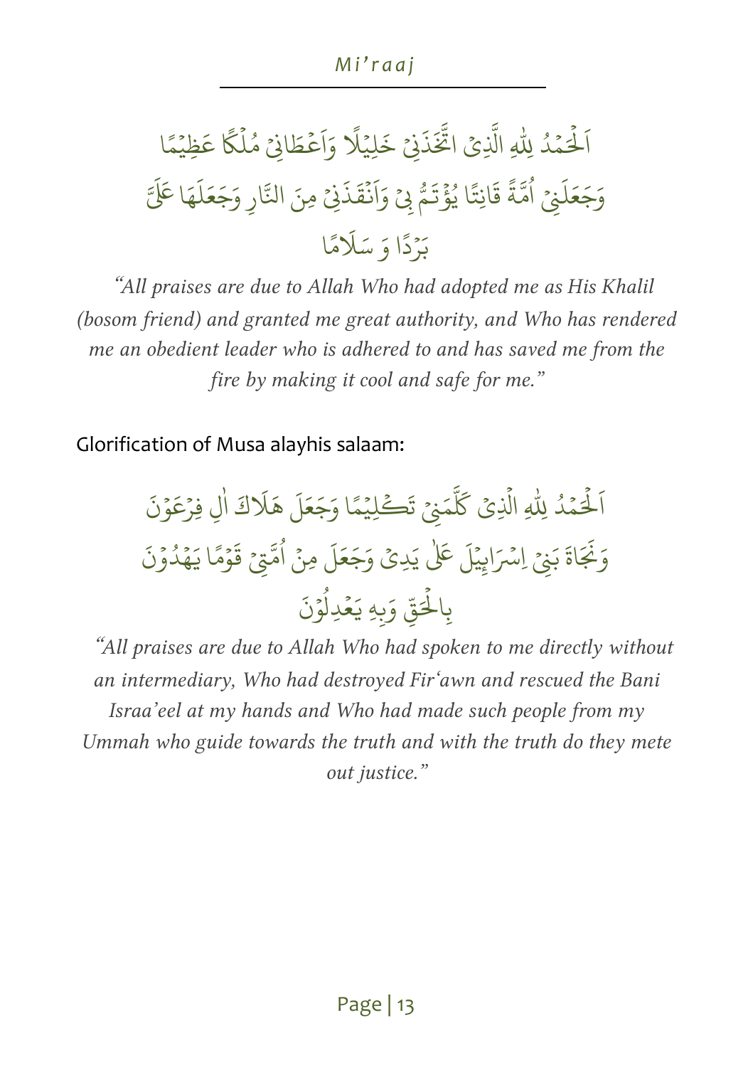اَلْحَمْدُ لِلّٰهِ الَّذِىْ اتَّخَذَنِىْ خَلِيْلًا وَاَعْطَانِىْ مُلْكًا عَظِيْمًا وَجَعَلَنِىْ اُمَّةً قَانِتًا يُؤْتَمُّ بِىْ وَاَنْقَذَنِىْ مِنَ النَّارِ وَجَعَلَهَا عَلَيَّ بَرْدًا وَ سَلَامًا

*"All praises are due to Allah Who had adopted me as His Khalil (bosom friend) and granted me great authority, and Who has rendered me an obedient leader who is adhered to and has saved me from the fire by making it cool and safe for me."*

Glorification of Musa alayhis salaam:

اَلْحَمْدُ لِلّٰهِ الَّذِىْ كَلَّمَنِىْ تَكْلِيْمًا وَجَعَلَ هَلَاكَ اٰلِ فِرْعَوْنَ وَنَجَاةَ بَنِىْ اِسْرَائِيْلَ عَلٰى يَدِىْ وَجَعَلَ مِنْ اُمَّتِىْ قَوْمًا يَهْدُوْنَ بِالْحَقِّ وَبِهٖ يَعْدِلُوْنَ

*"All praises are due to Allah Who had spoken to me directly without an intermediary, Who had destroyed Fir'awn and rescued the Bani Israa'eel at my hands and Who had made such people from my Ummah who guide towards the truth and with the truth do they mete out justice."*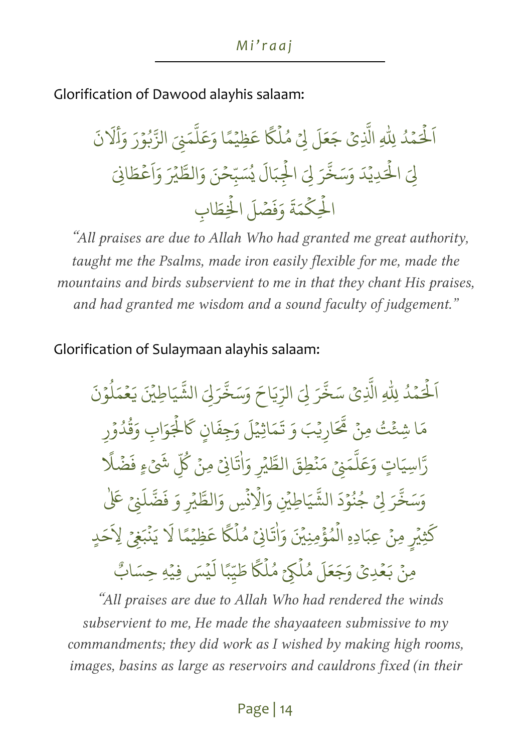Glorification of Dawood alayhis salaam:

اَلْحَمْدُ لِلّٰهِ الَّذِىْ جَعَلَ لِىْ مُلْكًا عَظِيْمًا وَعَلَّمَنِىَ الزَّبُوْرَ وَأَلَانَ لِىَ الْحَدِيْدَ وَسَخَّرَ لِىَ الْجِبَالَ يُسَبِّحْنَ وَالطَّيْرَ وَاَعْطَانِىَ الْحِكْمَةَ وَفَصْلَ الْخِطَابِ

*"All praises are due to Allah Who had granted me great authority, taught me the Psalms, made iron easily flexible for me, made the mountains and birds subservient to me in that they chant His praises, and had granted me wisdom and a sound faculty of judgement."*

Glorification of Sulaymaan alayhis salaam:

اَلْحَمْدُ لِلّٰهِ الَّذِىْ سَخَّرَ لِىَ الرِّيَاحَ وَسَخَّرَلِىَ الشَّيَاطِيْنَ يَعْمَلُوْنَ مَا شِئْتُ مِنْ مَّحَارِيْبَ وَ تَمَاثِيْلَ وَجِفَانٍ كَالْجَوَابِ وَقُدُوْرٍ رَّاسِيَاتٍ وَعَلَّمَنِىْ مَنْطِقَ الطَّيْرِ وَاٰتَانِىْ مِنْ كُلِّ شَىْءٍ فَضْلًا وَسَخَّرَ لِىْ جُنُوْدَ الشَّيَاطِيْنِ وَالْاِنْسِ وَالطَّيْرِ وَ فَضَّلَنِىْ عَلٰى كَثِيْرٍ مِنْ عِبَادِهِ الْمُؤْمِنِيْنَ وَاٰتَانِىْ مُلْكًا عَظِيْمًا لَا يَنْبَغِىْ لِاَحَدٍ مِنْ بَعْدِىْ وَجَعَلَ مُلْكِىْ مُلْكًا طَيِّبًا لَيْسَ فِيْهِ حِسَابٌ

*"All praises are due to Allah Who had rendered the winds subservient to me, He made the shayaateen submissive to my commandments; they did work as I wished by making high rooms, images, basins as large as reservoirs and cauldrons fixed (in their*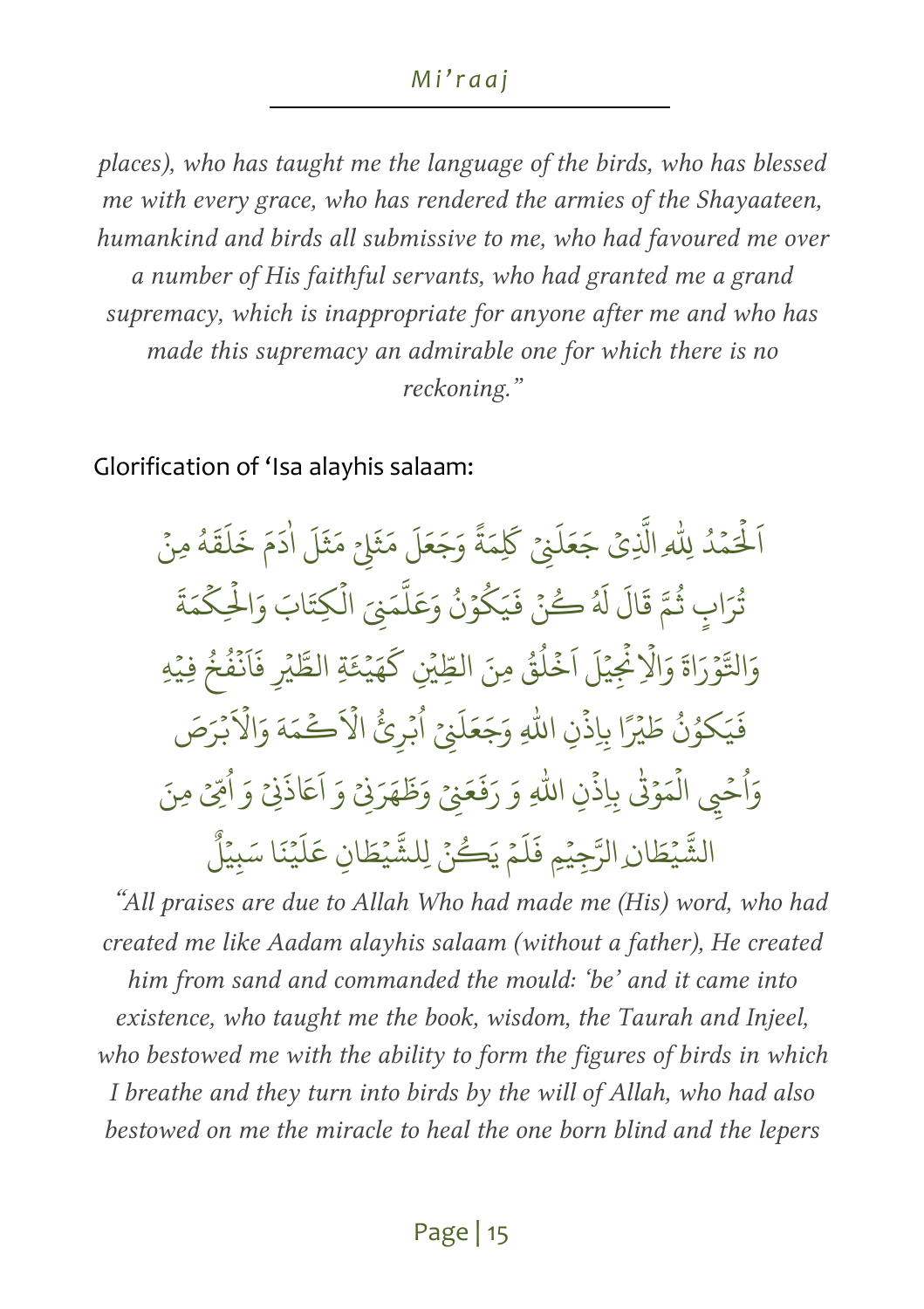*places), who has taught me the language of the birds, who has blessed me with every grace, who has rendered the armies of the Shayaateen, humankind and birds all submissive to me, who had favoured me over a number of His faithful servants, who had granted me a grand supremacy, which is inappropriate for anyone after me and who has made this supremacy an admirable one for which there is no reckoning."*

Glorification of 'Isa alayhis salaam:

اَلْحَمْدُ لِلّٰهِ الَّذِیْ جَعَلَنِیْ كَلِمَةً وَجَعَلَ مَثَلِیْ مَثَلَ اٰدَمَ خَلَقَهُ مِنْ تُرَابٍ ثُمَّ قَالَ لَهُ كُنْ فَيَكُوْنُ وَعَلَّمَنِیَ الْكِتَابَ وَالْحِكْمَةَ وَالتَّوْرَاةَ وَالْاِنْجِيْلَ اَخْلُقُ مِنَ الطِّيْنِ كَهَيْئَةِ الطَّيْرِ فَاَنْفُخُ فِيْهِ فَيَكُوْنُ طَيْرًا بِاِذْنِ اللّٰهِ وَجَعَلَنِیْ اُبْرِئُ الْاَكْمَهَ وَالْاَبْرَصَ وَاُحْيِی الْمَوْتٰی بِاِذْنِ اللّٰهِ وَ رَفَعَنِیْ وَطَهَّرَنِیْ وَ اَعَاذَنِیْ وَ اُمِّیْ مِنَ الشَّيْطَانِ الرَّجِيْمِ فَلَمْ يَكُنْ لِلشَّيْطَانِ عَلَيْنَا سَبِيْلٌ

*"All praises are due to Allah Who had made me (His) word, who had created me like Aadam alayhis salaam (without a father), He created him from sand and commanded the mould: 'be' and it came into existence, who taught me the book, wisdom, the Taurah and Injeel, who bestowed me with the ability to form the figures of birds in which I breathe and they turn into birds by the will of Allah, who had also bestowed on me the miracle to heal the one born blind and the lepers*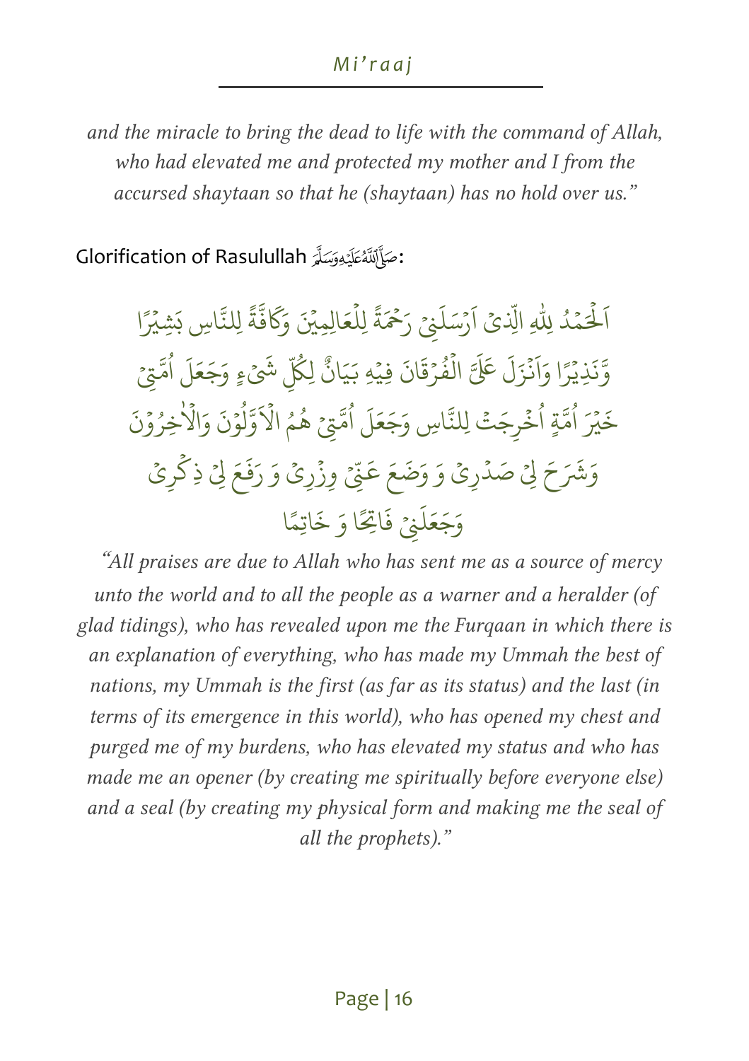*and the miracle to bring the dead to life with the command of Allah, who had elevated me and protected my mother and I from the accursed shaytaan so that he (shaytaan) has no hold over us."*

Glorification of Rasulullah ﷺ:

اَلْحَمْدُ لِلّٰهِ الَّذِىْ اَرْسَلَنِىْ رَحْمَةً لِّلْعَالِمِيْنَ وَكَافَّةً لِلنَّاسِ بَشِيْرًا وَّنَذِيْرًا وَاَنْزَلَ عَلَيَّ الْفُرْقَانَ فِيْهِ بَيَانٌ لِكُلِّ شَىْءٍ وَجَعَلَ اُمَّتِىْ خَيْرَ اُمَّةٍ اُخْرِجَتْ لِلنَّاسِ وَجَعَلَ اُمَّتِىْ هُمُ الْاَوَّلُوْنَ وَالْاٰخِرُوْنَ وَشَرَحَ لِىْ صَدْرِىْ وَ وَضَعَ عَنِّىْ وِزْرِىْ وَ رَفَعَ لِىْ ذِكْرِىْ وَجَعَلَنِىْ فَاتِحًا وَ خَاتِمًا

*"All praises are due to Allah who has sent me as a source of mercy unto the world and to all the people as a warner and a heralder (of glad tidings), who has revealed upon me the Furqaan in which there is an explanation of everything, who has made my Ummah the best of nations, my Ummah is the first (as far as its status) and the last (in terms of its emergence in this world), who has opened my chest and purged me of my burdens, who has elevated my status and who has made me an opener (by creating me spiritually before everyone else) and a seal (by creating my physical form and making me the seal of all the prophets)."*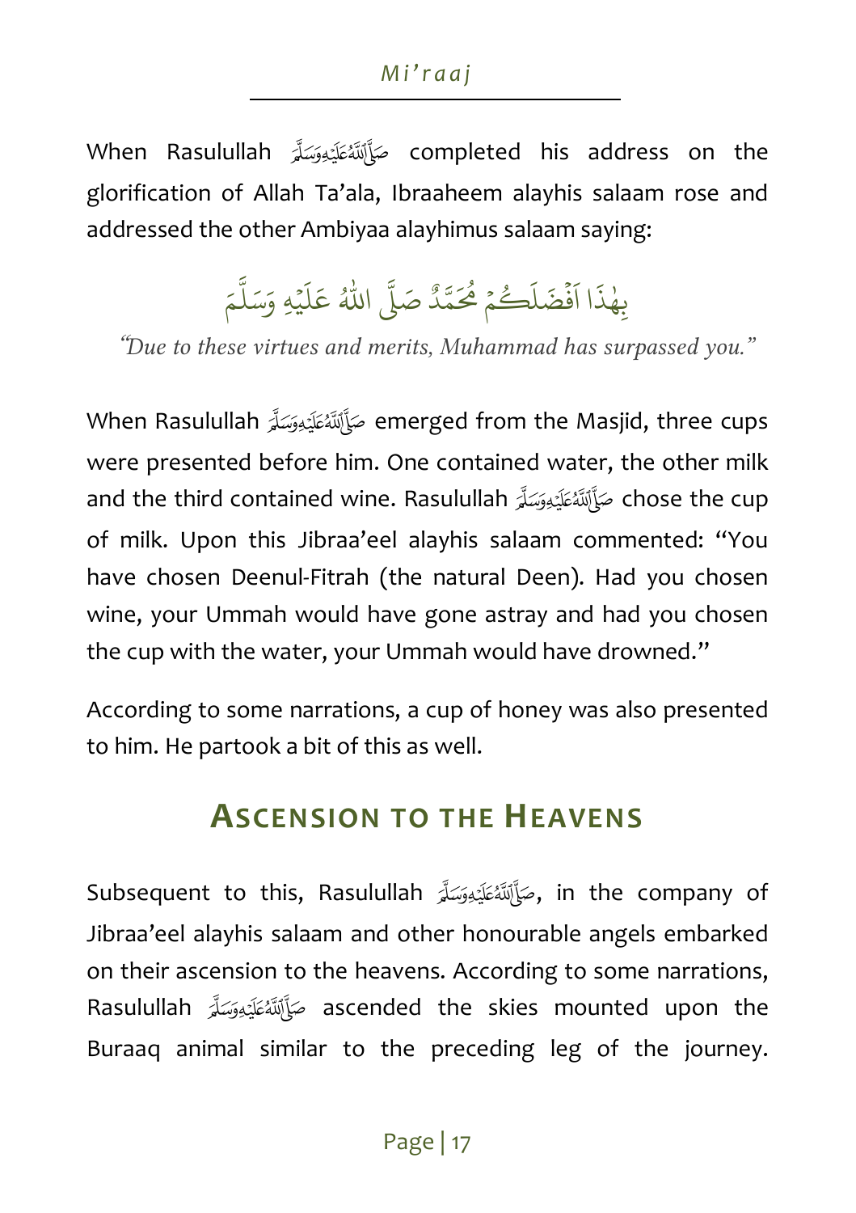When Rasulullah ﷺ completed his address on the glorification of Allah Ta'ala, Ibraaheem alayhis salaam rose and addressed the other Ambiyaa alayhimus salaam saying:

بِهٰذَا اَفْضَلَكُمْ مُحَمَّدٌ صَلَّى اللهُ عَلَيْهِ وَسَلَّمَ

*"Due to these virtues and merits, Muhammad has surpassed you."*

When Rasulullah ﷺ emerged from the Masjid, three cups were presented before him. One contained water, the other milk and the third contained wine. Rasulullah ﷺ chose the cup of milk. Upon this Jibraa'eel alayhis salaam commented: "You have chosen Deenul-Fitrah (the natural Deen). Had you chosen wine, your Ummah would have gone astray and had you chosen the cup with the water, your Ummah would have drowned."

According to some narrations, a cup of honey was also presented to him. He partook a bit of this as well.

## Ascension to the Heavens

Subsequent to this, Rasulullah ﷺ, in the company of Jibraa'eel alayhis salaam and other honourable angels embarked on their ascension to the heavens. According to some narrations, Rasulullah ﷺ ascended the skies mounted upon the Buraaq animal similar to the preceding leg of the journey.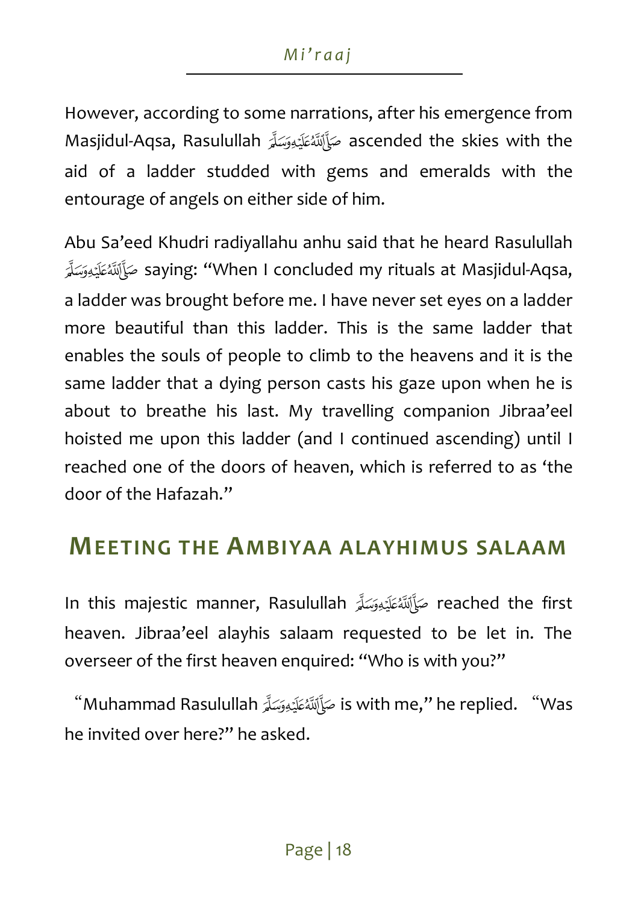However, according to some narrations, after his emergence from Masjidul-Aqsa, Rasulullah صَلَّى ٱللَّٰهُ عَلَيْهِ وَسَلَّمَ ascended the skies with the aid of a ladder studded with gems and emeralds with the entourage of angels on either side of him.

Abu Sa'eed Khudri radiyallahu anhu said that he heard Rasulullah صَلَّى ٱللَّٰهُ عَلَيْهِ وَسَلَّمَ saying: "When I concluded my rituals at Masjidul-Aqsa, a ladder was brought before me. I have never set eyes on a ladder more beautiful than this ladder. This is the same ladder that enables the souls of people to climb to the heavens and it is the same ladder that a dying person casts his gaze upon when he is about to breathe his last. My travelling companion Jibraa'eel hoisted me upon this ladder (and I continued ascending) until I reached one of the doors of heaven, which is referred to as 'the door of the Hafazah."

## Meeting the Ambiyaa alayhimus salaam

In this majestic manner, Rasulullah صَلَّى ٱللَّٰهُ عَلَيْهِ وَسَلَّمَ reached the first heaven. Jibraa'eel alayhis salaam requested to be let in. The overseer of the first heaven enquired: "Who is with you?"

"Muhammad Rasulullah صَلَّى ٱللَّٰهُ عَلَيْهِ وَسَلَّمَ is with me," he replied. "Was he invited over here?" he asked.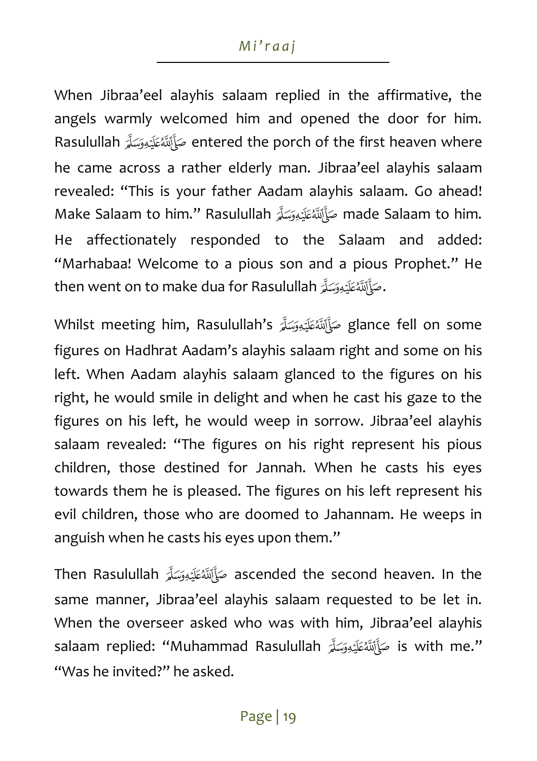When Jibraa'eel alayhis salaam replied in the affirmative, the angels warmly welcomed him and opened the door for him. Rasulullah صَلَّى ٱللَّٰهُ عَلَيْهِ وَسَلَّمَ entered the porch of the first heaven where he came across a rather elderly man. Jibraa'eel alayhis salaam revealed: "This is your father Aadam alayhis salaam. Go ahead! Make Salaam to him." Rasulullah صَلَّى ٱللَّٰهُ عَلَيْهِ وَسَلَّمَ made Salaam to him. He affectionately responded to the Salaam and added: "Marhabaa! Welcome to a pious son and a pious Prophet." He then went on to make dua for Rasulullah صَلَّى ٱللَّٰهُ عَلَيْهِ وَسَلَّمَ.

Whilst meeting him, Rasulullah's صَلَّى ٱللَّٰهُ عَلَيْهِ وَسَلَّمَ glance fell on some figures on Hadhrat Aadam's alayhis salaam right and some on his left. When Aadam alayhis salaam glanced to the figures on his right, he would smile in delight and when he cast his gaze to the figures on his left, he would weep in sorrow. Jibraa'eel alayhis salaam revealed: "The figures on his right represent his pious children, those destined for Jannah. When he casts his eyes towards them he is pleased. The figures on his left represent his evil children, those who are doomed to Jahannam. He weeps in anguish when he casts his eyes upon them."

Then Rasulullah صَلَّى ٱللَّٰهُ عَلَيْهِ وَسَلَّمَ ascended the second heaven. In the same manner, Jibraa'eel alayhis salaam requested to be let in. When the overseer asked who was with him, Jibraa'eel alayhis salaam replied: "Muhammad Rasulullah صَلَّى ٱللَّٰهُ عَلَيْهِ وَسَلَّمَ is with me." "Was he invited?" he asked.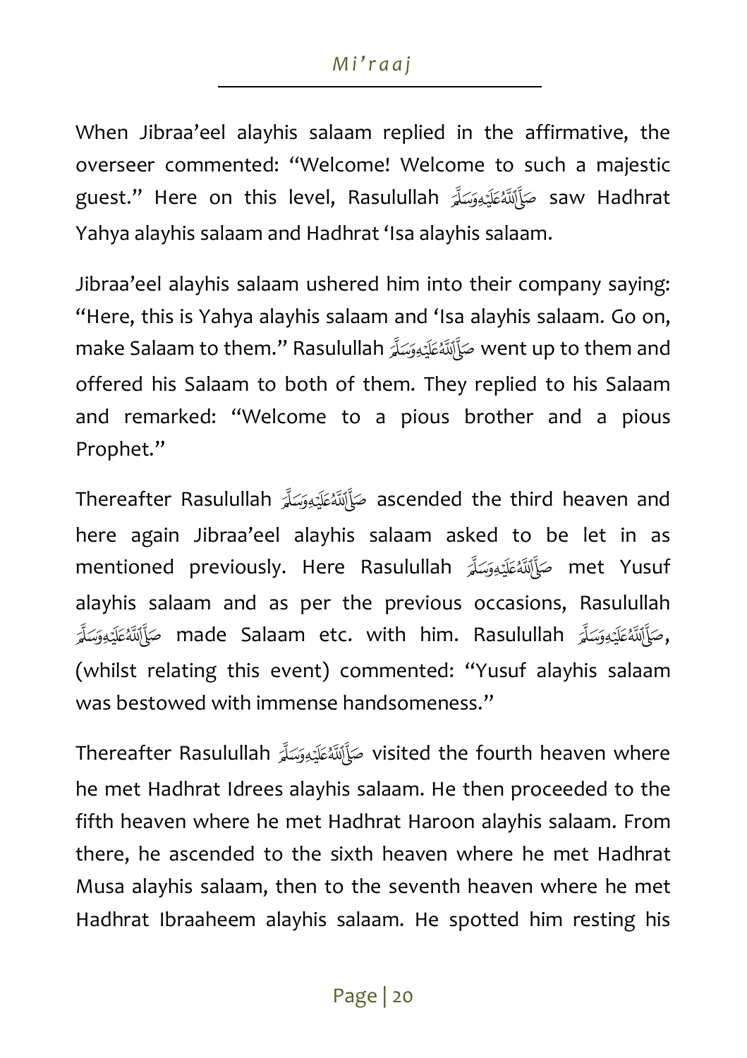When Jibraa'eel alayhis salaam replied in the affirmative, the overseer commented: "Welcome! Welcome to such a majestic guest." Here on this level, Rasulullah صَلَّى ٱللَّٰهُ عَلَيْهِ وَسَلَّمَ saw Hadhrat Yahya alayhis salaam and Hadhrat 'Isa alayhis salaam.

Jibraa'eel alayhis salaam ushered him into their company saying: "Here, this is Yahya alayhis salaam and 'Isa alayhis salaam. Go on, make Salaam to them." Rasulullah صَلَّى ٱللَّٰهُ عَلَيْهِ وَسَلَّمَ went up to them and offered his Salaam to both of them. They replied to his Salaam and remarked: "Welcome to a pious brother and a pious Prophet."

Thereafter Rasulullah صَلَّى ٱللَّٰهُ عَلَيْهِ وَسَلَّمَ ascended the third heaven and here again Jibraa'eel alayhis salaam asked to be let in as mentioned previously. Here Rasulullah صَلَّى ٱللَّٰهُ عَلَيْهِ وَسَلَّمَ met Yusuf alayhis salaam and as per the previous occasions, Rasulullah صَلَّى ٱللَّٰهُ عَلَيْهِ وَسَلَّمَ made Salaam etc. with him. Rasulullah صَلَّى ٱللَّٰهُ عَلَيْهِ وَسَلَّمَ, (whilst relating this event) commented: "Yusuf alayhis salaam was bestowed with immense handsomeness."

Thereafter Rasulullah صَلَّى ٱللَّٰهُ عَلَيْهِ وَسَلَّمَ visited the fourth heaven where he met Hadhrat Idrees alayhis salaam. He then proceeded to the fifth heaven where he met Hadhrat Haroon alayhis salaam. From there, he ascended to the sixth heaven where he met Hadhrat Musa alayhis salaam, then to the seventh heaven where he met Hadhrat Ibraaheem alayhis salaam. He spotted him resting his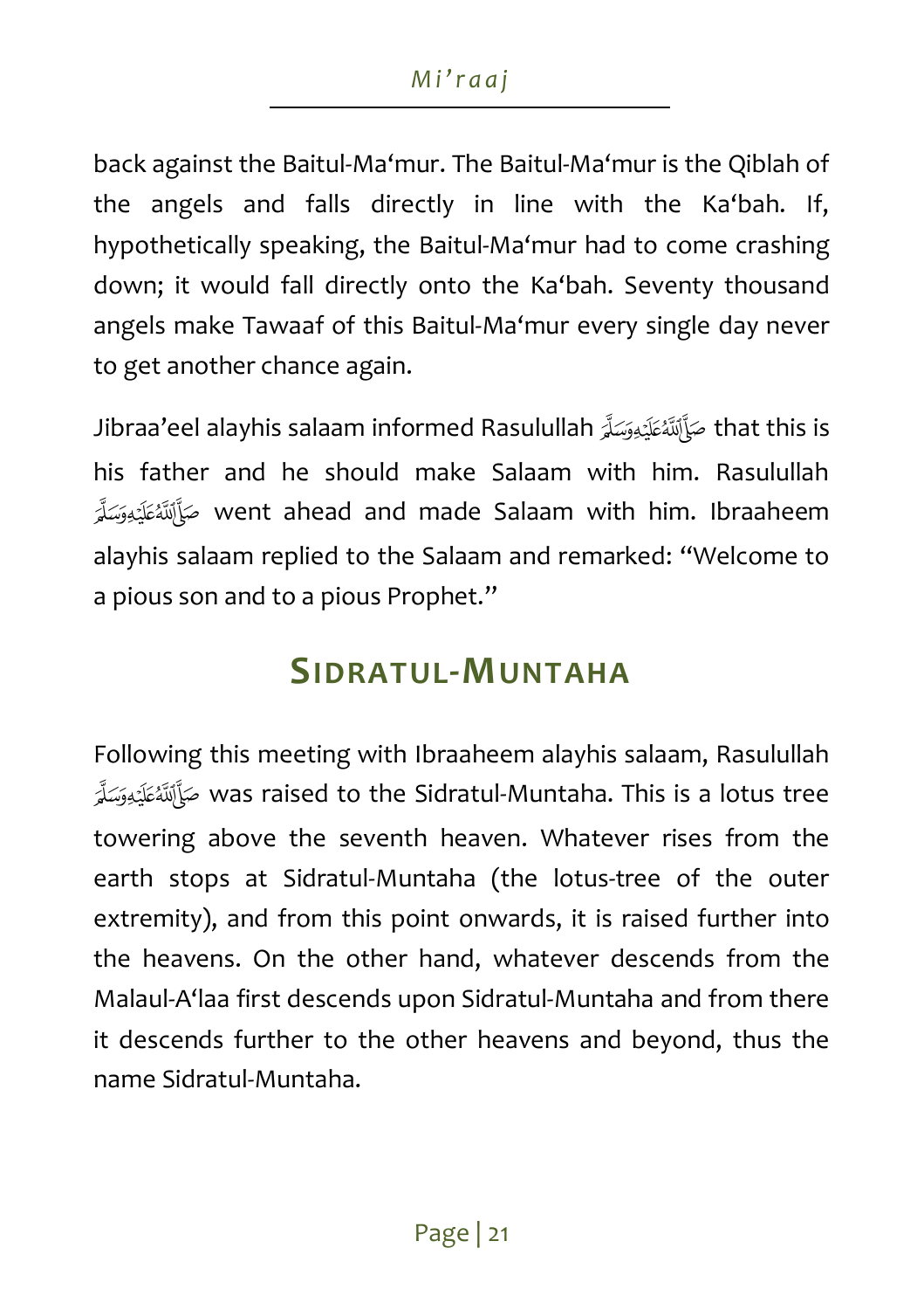back against the Baitul-Ma'mur. The Baitul-Ma'mur is the Qiblah of the angels and falls directly in line with the Ka'bah. If, hypothetically speaking, the Baitul-Ma'mur had to come crashing down; it would fall directly onto the Ka'bah. Seventy thousand angels make Tawaaf of this Baitul-Ma'mur every single day never to get another chance again.

Jibraa'eel alayhis salaam informed Rasulullah صَلَّى ٱللَّٰهُ عَلَيْهِ وَسَلَّمَ that this is his father and he should make Salaam with him. Rasulullah صَلَّى ٱللَّٰهُ عَلَيْهِ وَسَلَّمَ went ahead and made Salaam with him. Ibraaheem alayhis salaam replied to the Salaam and remarked: "Welcome to a pious son and to a pious Prophet."

## SIDRATUL-MUNTAHA

Following this meeting with Ibraaheem alayhis salaam, Rasulullah صَلَّى ٱللَّٰهُ عَلَيْهِ وَسَلَّمَ was raised to the Sidratul-Muntaha. This is a lotus tree towering above the seventh heaven. Whatever rises from the earth stops at Sidratul-Muntaha (the lotus-tree of the outer extremity), and from this point onwards, it is raised further into the heavens. On the other hand, whatever descends from the Malaul-A'laa first descends upon Sidratul-Muntaha and from there it descends further to the other heavens and beyond, thus the name Sidratul-Muntaha.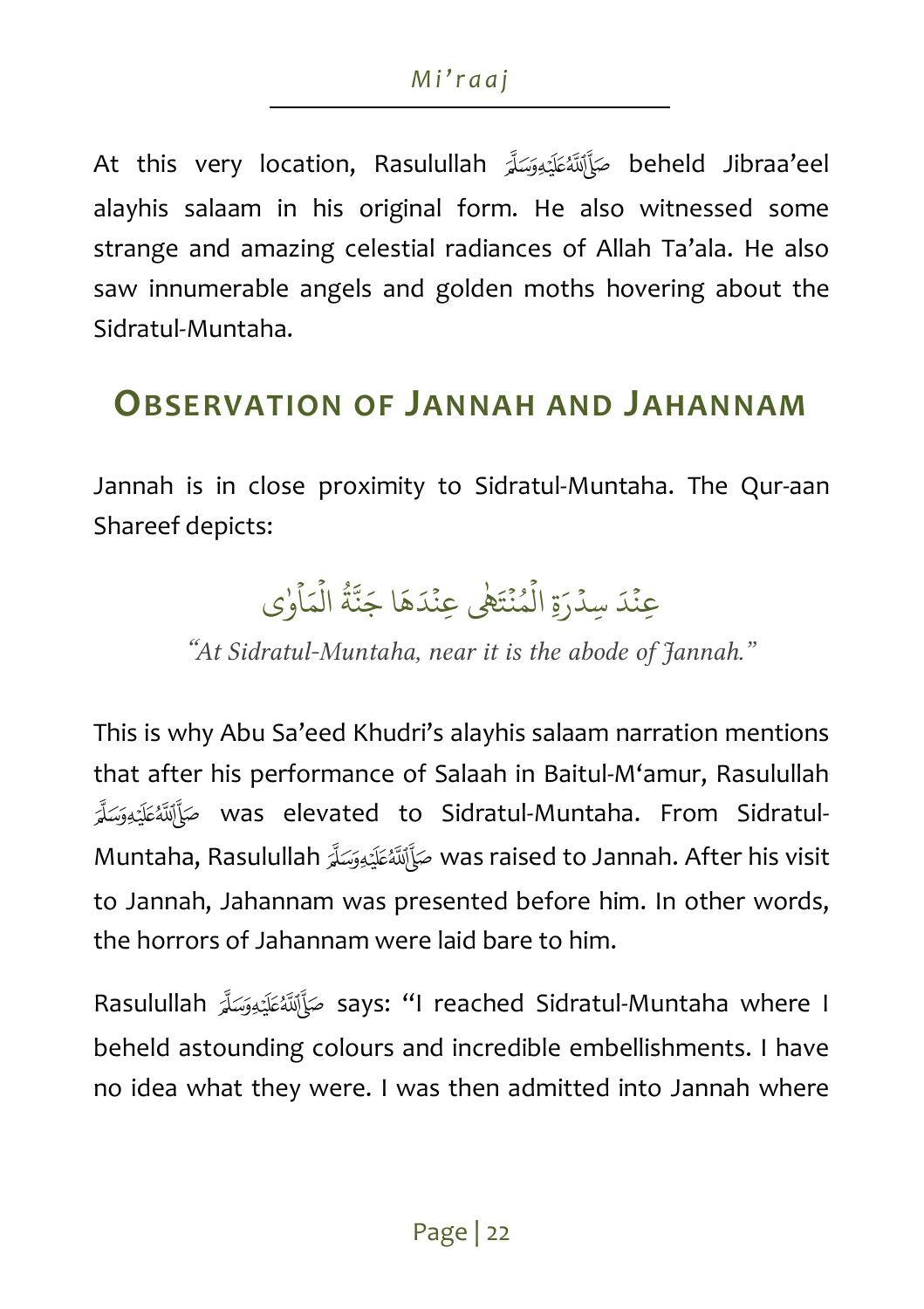At this very location, Rasulullah صَلَّى ٱللَّٰهُ عَلَيْهِ وَسَلَّمَ beheld Jibraa'eel alayhis salaam in his original form. He also witnessed some strange and amazing celestial radiances of Allah Ta'ala. He also saw innumerable angels and golden moths hovering about the Sidratul-Muntaha.

## Observation of Jannah and Jahannam

Jannah is in close proximity to Sidratul-Muntaha. The Qur-aan Shareef depicts:

عِنْدَ سِدْرَةِ الْمُنْتَهٰى عِنْدَهَا جَنَّةُ الْمَاْوٰى

*"At Sidratul-Muntaha, near it is the abode of Jannah."*

This is why Abu Sa'eed Khudri's alayhis salaam narration mentions that after his performance of Salaah in Baitul-M'amur, Rasulullah صَلَّى ٱللَّٰهُ عَلَيْهِ وَسَلَّمَ was elevated to Sidratul-Muntaha. From Sidratul-Muntaha, Rasulullah صَلَّى ٱللَّٰهُ عَلَيْهِ وَسَلَّمَ was raised to Jannah. After his visit to Jannah, Jahannam was presented before him. In other words, the horrors of Jahannam were laid bare to him.

Rasulullah صَلَّى ٱللَّٰهُ عَلَيْهِ وَسَلَّمَ says: "I reached Sidratul-Muntaha where I beheld astounding colours and incredible embellishments. I have no idea what they were. I was then admitted into Jannah where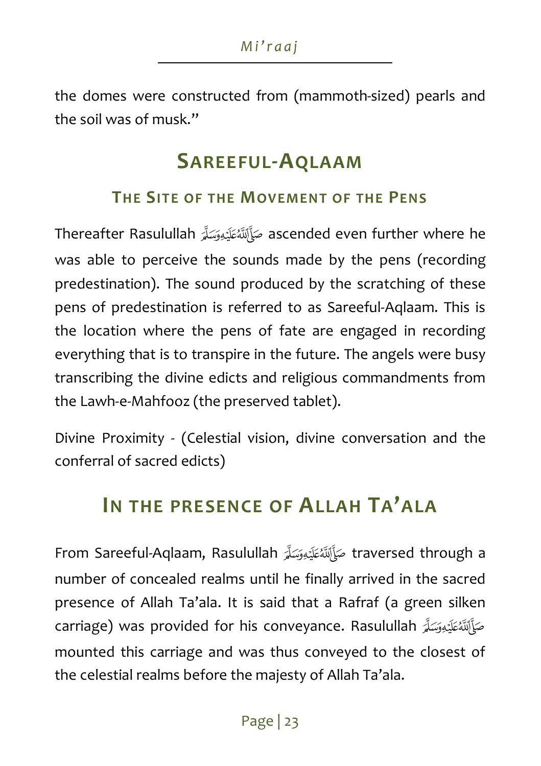the domes were constructed from (mammoth-sized) pearls and the soil was of musk."

## SAREEFUL-AQLAAM

### THE SITE OF THE MOVEMENT OF THE PENS

Thereafter Rasulullah صَلَّى ٱللَّهُ عَلَيْهِ وَسَلَّمَ ascended even further where he was able to perceive the sounds made by the pens (recording predestination). The sound produced by the scratching of these pens of predestination is referred to as Sareeful-Aqlaam. This is the location where the pens of fate are engaged in recording everything that is to transpire in the future. The angels were busy transcribing the divine edicts and religious commandments from the Lawh-e-Mahfooz (the preserved tablet).

Divine Proximity - (Celestial vision, divine conversation and the conferral of sacred edicts)

## IN THE PRESENCE OF ALLAH TA'ALA

From Sareeful-Aqlaam, Rasulullah صَلَّى ٱللَّهُ عَلَيْهِ وَسَلَّمَ traversed through a number of concealed realms until he finally arrived in the sacred presence of Allah Ta'ala. It is said that a Rafraf (a green silken carriage) was provided for his conveyance. Rasulullah صَلَّى ٱللَّهُ عَلَيْهِ وَسَلَّمَ mounted this carriage and was thus conveyed to the closest of the celestial realms before the majesty of Allah Ta'ala.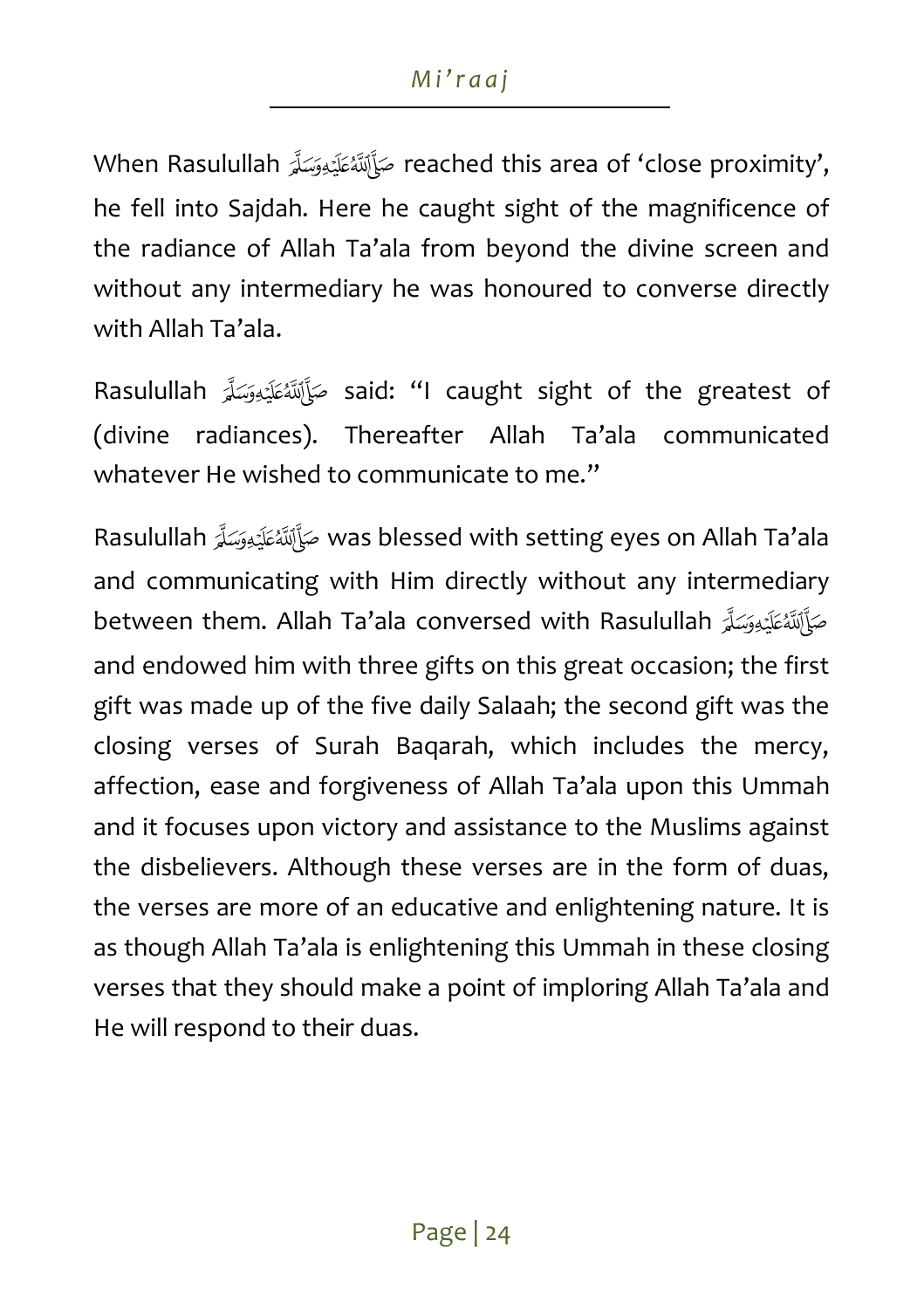When Rasulullah صَلَّى ٱللَّٰهُ عَلَيْهِ وَسَلَّمَ reached this area of 'close proximity', he fell into Sajdah. Here he caught sight of the magnificence of the radiance of Allah Ta'ala from beyond the divine screen and without any intermediary he was honoured to converse directly with Allah Ta'ala.

Rasulullah صَلَّى ٱللَّٰهُ عَلَيْهِ وَسَلَّمَ said: "I caught sight of the greatest of (divine radiances). Thereafter Allah Ta'ala communicated whatever He wished to communicate to me."

Rasulullah صَلَّى ٱللَّٰهُ عَلَيْهِ وَسَلَّمَ was blessed with setting eyes on Allah Ta'ala and communicating with Him directly without any intermediary between them. Allah Ta'ala conversed with Rasulullah صَلَّى ٱللَّٰهُ عَلَيْهِ وَسَلَّمَ and endowed him with three gifts on this great occasion; the first gift was made up of the five daily Salaah; the second gift was the closing verses of Surah Baqarah, which includes the mercy, affection, ease and forgiveness of Allah Ta'ala upon this Ummah and it focuses upon victory and assistance to the Muslims against the disbelievers. Although these verses are in the form of duas, the verses are more of an educative and enlightening nature. It is as though Allah Ta'ala is enlightening this Ummah in these closing verses that they should make a point of imploring Allah Ta'ala and He will respond to their duas.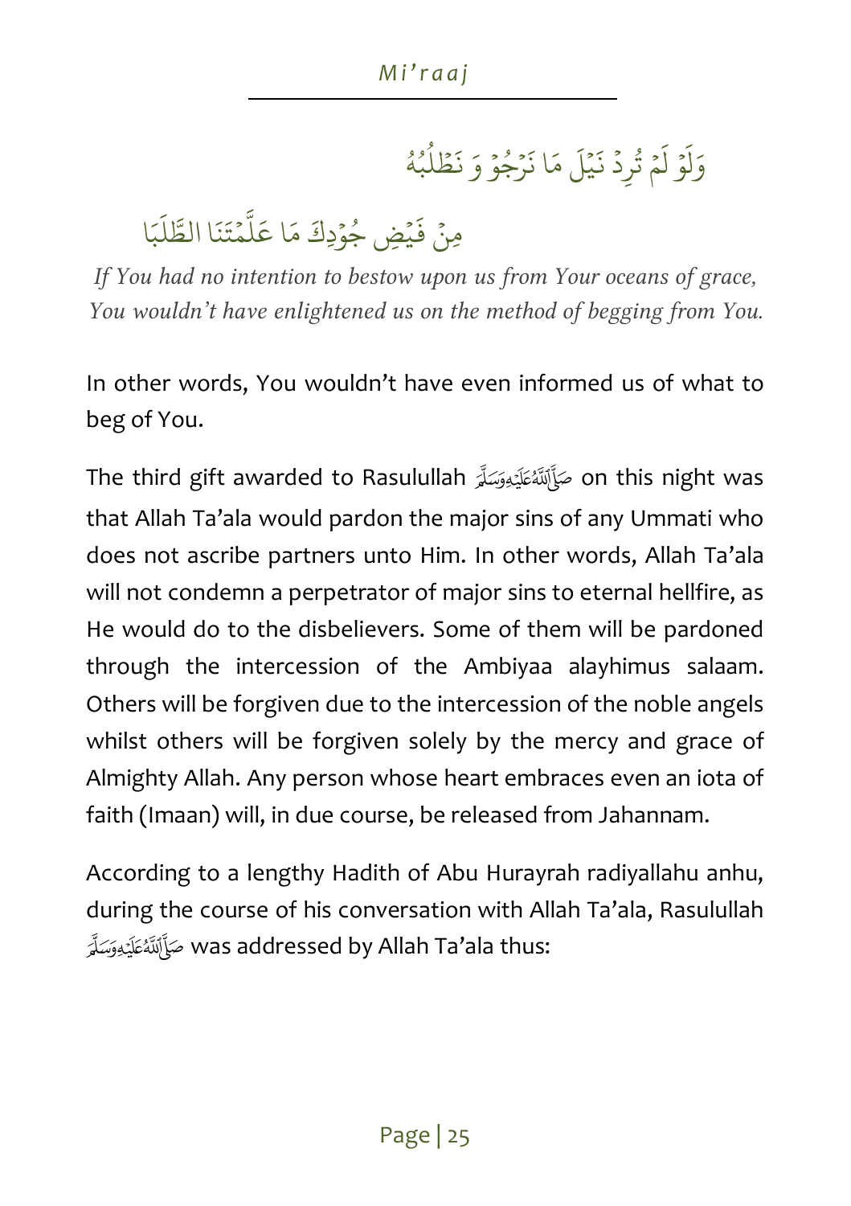وَلَوْ لَمْ تُرِدْ نَيْلَ مَا نَرْجُوْ وَ نَطْلُبُهُ

مِنْ فَيْضِ جُوْدِكَ مَا عَلَّمْتَنَا الطَّلَبَا

*If You had no intention to bestow upon us from Your oceans of grace, You wouldn't have enlightened us on the method of begging from You.*

In other words, You wouldn't have even informed us of what to beg of You.

The third gift awarded to Rasulullah صَلَّى ٱللَّٰهُ عَلَيْهِ وَسَلَّمَ on this night was that Allah Ta'ala would pardon the major sins of any Ummati who does not ascribe partners unto Him. In other words, Allah Ta'ala will not condemn a perpetrator of major sins to eternal hellfire, as He would do to the disbelievers. Some of them will be pardoned through the intercession of the Ambiyaa alayhimus salaam. Others will be forgiven due to the intercession of the noble angels whilst others will be forgiven solely by the mercy and grace of Almighty Allah. Any person whose heart embraces even an iota of faith (Imaan) will, in due course, be released from Jahannam.

According to a lengthy Hadith of Abu Hurayrah radiyallahu anhu, during the course of his conversation with Allah Ta'ala, Rasulullah صَلَّى ٱللَّٰهُ عَلَيْهِ وَسَلَّمَ was addressed by Allah Ta'ala thus: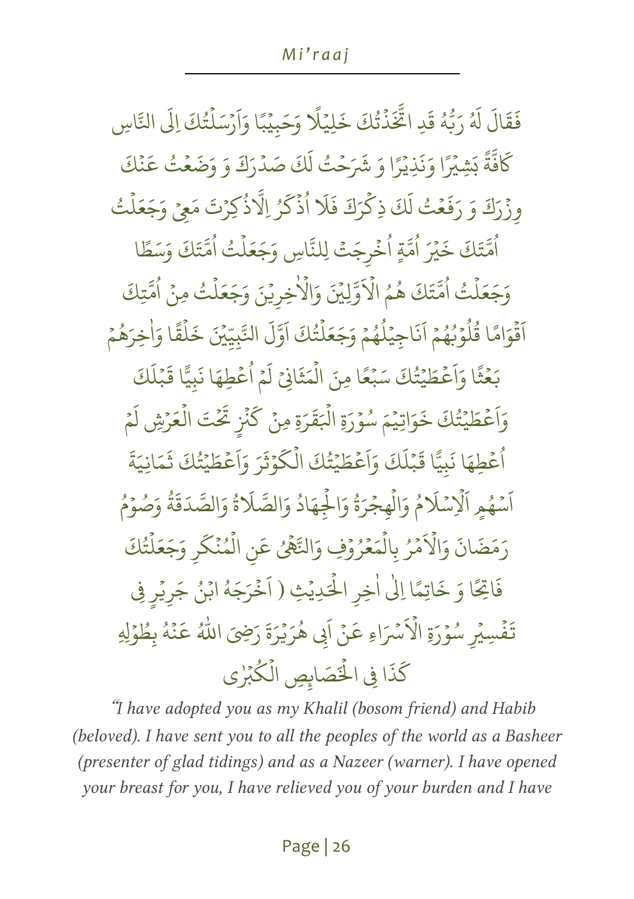فَقَالَ لَهُ رَبُّهُ قَدِ اتَّخَذْتُكَ خَلِيْلًا وَحَبِيْبًا وَاَرْسَلْتُكَ اِلَى النَّاسِ كَافَّةً بَشِيْرًا وَنَذِيْرًا وَ شَرَحْتُ لَكَ صَدْرَكَ وَ وَضَعْتُ عَنْكَ وِزْرَكَ وَ رَفَعْتُ لَكَ ذِكْرَكَ فَلَا اُذْكَرُ اِلَّاذُكِرْتَ مَعِيْ وَجَعَلْتُ اُمَّتَكَ خَيْرَ اُمَّةٍ اُخْرِجَتْ لِلنَّاسِ وَجَعَلْتُ اُمَّتَكَ وَسَطًا وَجَعَلْتُ اُمَّتَكَ هُمُ الْاَوَّلِيْنَ وَالْاٰخِرِيْنَ وَجَعَلْتُ مِنْ اُمَّتِكَ اَقْوَامًا قُلُوْبُهُمْ اَنَاجِيْلُهُمْ وَجَعَلْتُكَ اَوَّلَ النَّبِيِّيْنَ خَلْقًا وَاٰخِرَهُمْ بَعْثًا وَاَعْطَيْتُكَ سَبْعًا مِنَ الْمَثَانِيْ لَمْ اُعْطِهَا نَبِيًّا قَبْلَكَ وَاَعْطَيْتُكَ خَوَاتِيْمَ سُوْرَةِ الْبَقَرَةِ مِنْ كَنْزٍ تَحْتَ الْعَرْشِ لَمْ اُعْطِهَا نَبِيًّا قَبْلَكَ وَاَعْطَيْتُكَ الْكَوْثَرَ وَاَعْطَيْتُكَ ثَمَانِيَةَ اَسْهُمٍ اَلْاِسْلَامُ وَالْهِجْرَةُ وَالْجِهَادُ وَالصَّلَاةُ وَالصَّدَقَةُ وَصُوْمُ رَمَضَانَ وَالْاَمْرُ بِالْمَعْرُوْفِ وَالنَّهْيُ عَنِ الْمُنْكَرِ وَجَعَلْتُكَ فَاتِحًا وَ خَاتِمًا اِلٰى اٰخِرِ الْحَدِيْثِ ( اَخْرَجَهُ ابْنُ جَرِيْرٍ فِي تَفْسِيْرِ سُوْرَةِ الْاَسْرَاءِ عَنْ اَبِي هُرَيْرَةَ رَضِيَ اللّٰهُ عَنْهُ بِطُوْلِهِ كَذَا فِي الْخَصَائِصِ الْكُبْرٰى

*"I have adopted you as my Khalil (bosom friend) and Habib (beloved). I have sent you to all the peoples of the world as a Basheer (presenter of glad tidings) and as a Nazeer (warner). I have opened your breast for you, I have relieved you of your burden and I have*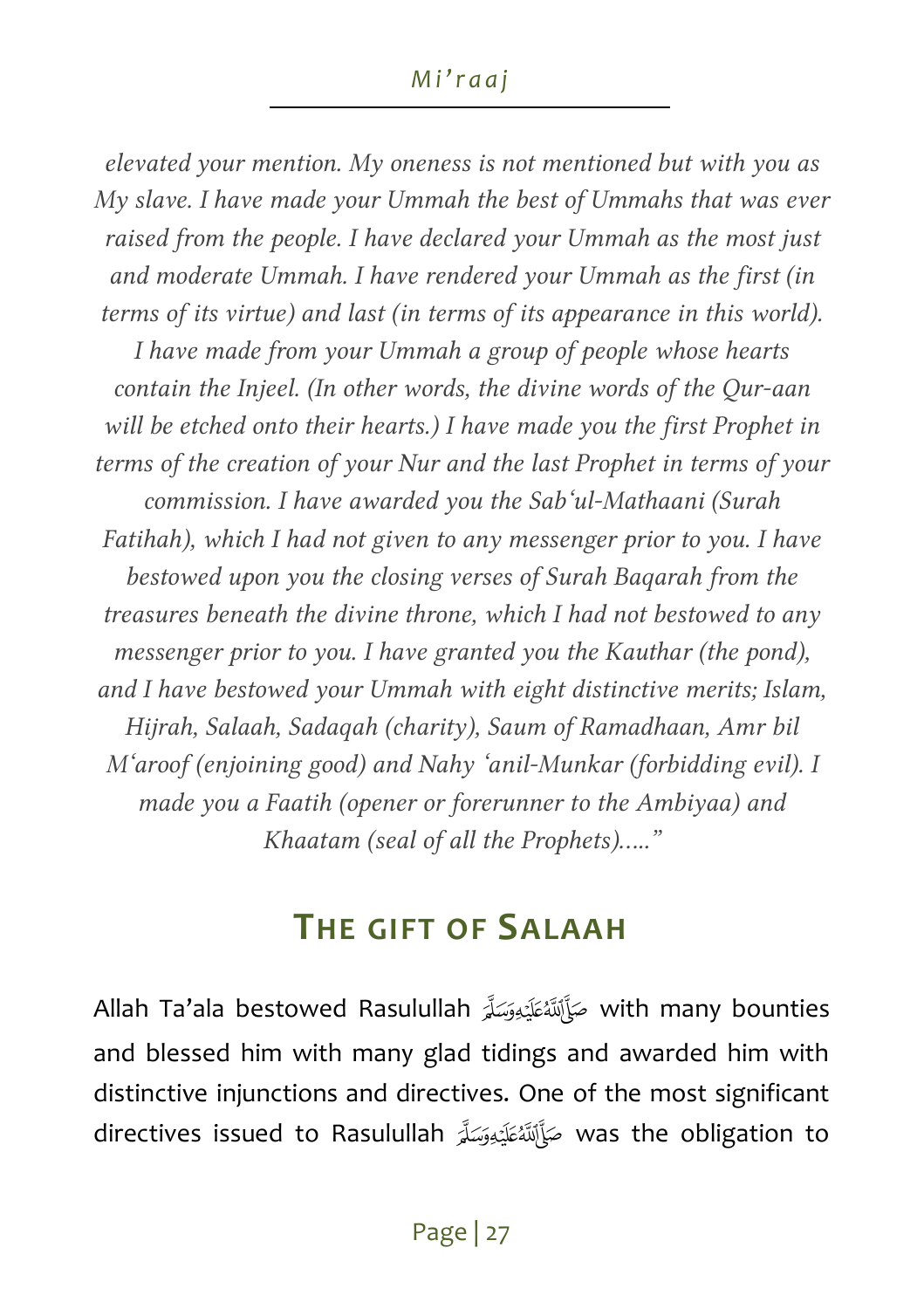*elevated your mention. My oneness is not mentioned but with you as My slave. I have made your Ummah the best of Ummahs that was ever raised from the people. I have declared your Ummah as the most just and moderate Ummah. I have rendered your Ummah as the first (in terms of its virtue) and last (in terms of its appearance in this world). I have made from your Ummah a group of people whose hearts contain the Injeel. (In other words, the divine words of the Qur-aan will be etched onto their hearts.) I have made you the first Prophet in terms of the creation of your Nur and the last Prophet in terms of your commission. I have awarded you the Sab'ul-Mathaani (Surah Fatihah), which I had not given to any messenger prior to you. I have bestowed upon you the closing verses of Surah Baqarah from the treasures beneath the divine throne, which I had not bestowed to any messenger prior to you. I have granted you the Kauthar (the pond), and I have bestowed your Ummah with eight distinctive merits; Islam, Hijrah, Salaah, Sadaqah (charity), Saum of Ramadhaan, Amr bil M'aroof (enjoining good) and Nahy 'anil-Munkar (forbidding evil). I made you a Faatih (opener or forerunner to the Ambiyaa) and Khaatam (seal of all the Prophets)….."*

## The gift of Salaah

Allah Ta'ala bestowed Rasulullah صَلَّى ٱللَّٰهُ عَلَيْهِ وَسَلَّمَ with many bounties and blessed him with many glad tidings and awarded him with distinctive injunctions and directives. One of the most significant directives issued to Rasulullah صَلَّى ٱللَّٰهُ عَلَيْهِ وَسَلَّمَ was the obligation to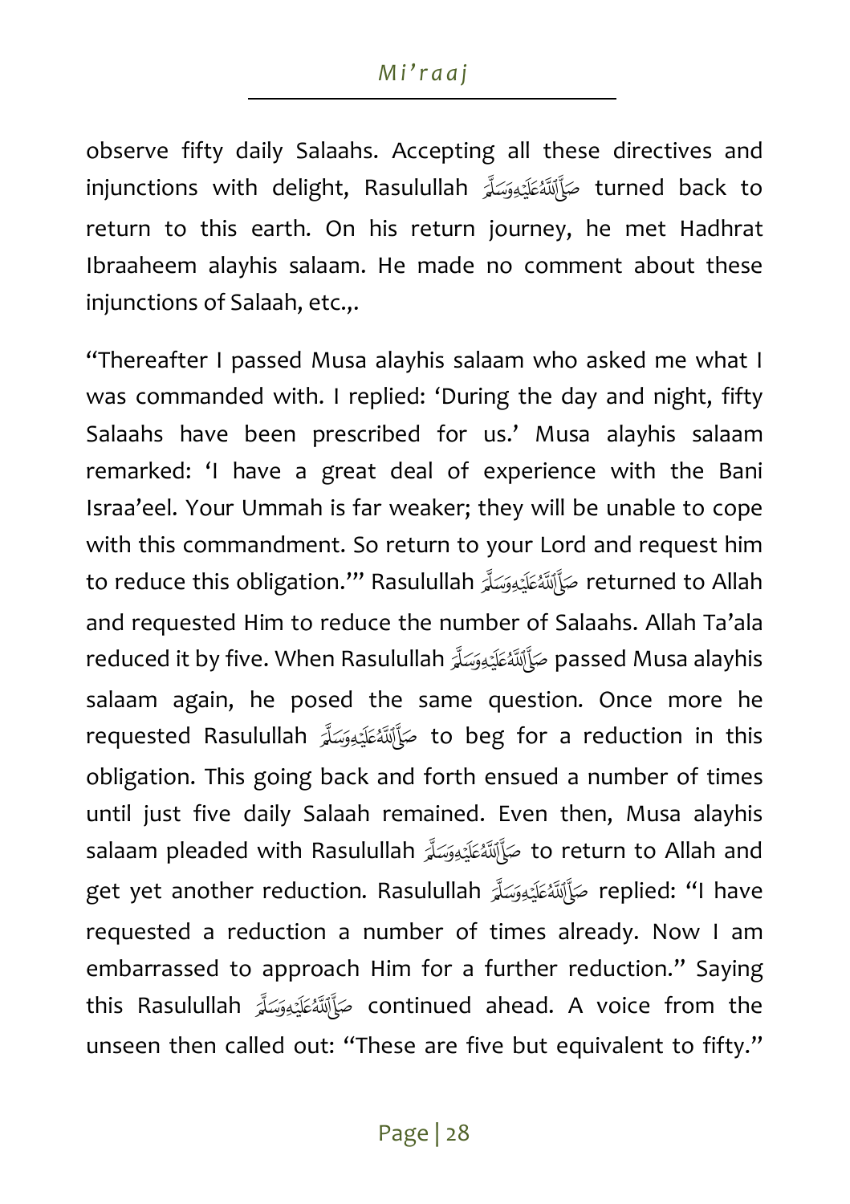observe fifty daily Salaahs. Accepting all these directives and injunctions with delight, Rasulullah صَلَّى ٱللَّٰهُ عَلَيْهِ وَسَلَّمَ turned back to return to this earth. On his return journey, he met Hadhrat Ibraaheem alayhis salaam. He made no comment about these injunctions of Salaah, etc.,.

"Thereafter I passed Musa alayhis salaam who asked me what I was commanded with. I replied: 'During the day and night, fifty Salaahs have been prescribed for us.' Musa alayhis salaam remarked: 'I have a great deal of experience with the Bani Israa'eel. Your Ummah is far weaker; they will be unable to cope with this commandment. So return to your Lord and request him to reduce this obligation.'" Rasulullah صَلَّى ٱللَّٰهُ عَلَيْهِ وَسَلَّمَ returned to Allah and requested Him to reduce the number of Salaahs. Allah Ta'ala reduced it by five. When Rasulullah صَلَّى ٱللَّٰهُ عَلَيْهِ وَسَلَّمَ passed Musa alayhis salaam again, he posed the same question. Once more he requested Rasulullah صَلَّى ٱللَّٰهُ عَلَيْهِ وَسَلَّمَ to beg for a reduction in this obligation. This going back and forth ensued a number of times until just five daily Salaah remained. Even then, Musa alayhis salaam pleaded with Rasulullah صَلَّى ٱللَّٰهُ عَلَيْهِ وَسَلَّمَ to return to Allah and get yet another reduction. Rasulullah صَلَّى ٱللَّٰهُ عَلَيْهِ وَسَلَّمَ replied: "I have requested a reduction a number of times already. Now I am embarrassed to approach Him for a further reduction." Saying this Rasulullah صَلَّى ٱللَّٰهُ عَلَيْهِ وَسَلَّمَ continued ahead. A voice from the unseen then called out: "These are five but equivalent to fifty."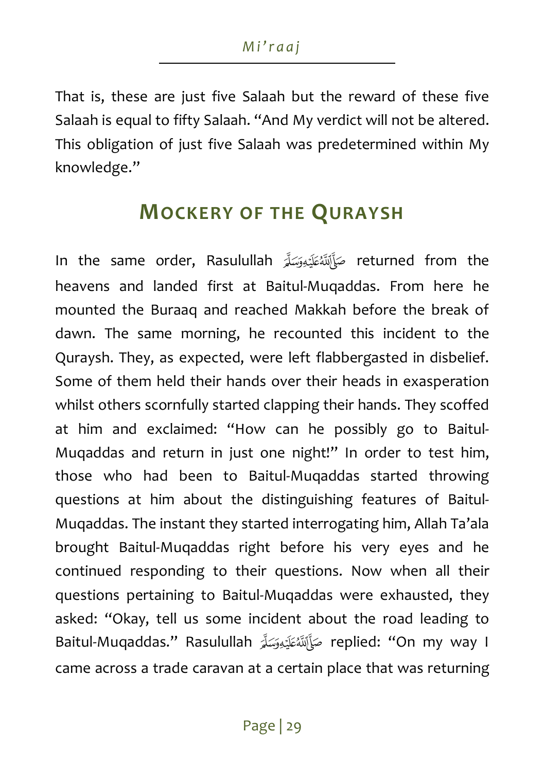That is, these are just five Salaah but the reward of these five Salaah is equal to fifty Salaah. "And My verdict will not be altered. This obligation of just five Salaah was predetermined within My knowledge."

## MOCKERY OF THE QURAYSH

In the same order, Rasulullah ﷺ returned from the heavens and landed first at Baitul-Muqaddas. From here he mounted the Buraaq and reached Makkah before the break of dawn. The same morning, he recounted this incident to the Quraysh. They, as expected, were left flabbergasted in disbelief. Some of them held their hands over their heads in exasperation whilst others scornfully started clapping their hands. They scoffed at him and exclaimed: "How can he possibly go to Baitul-Muqaddas and return in just one night!" In order to test him, those who had been to Baitul-Muqaddas started throwing questions at him about the distinguishing features of Baitul-Muqaddas. The instant they started interrogating him, Allah Ta'ala brought Baitul-Muqaddas right before his very eyes and he continued responding to their questions. Now when all their questions pertaining to Baitul-Muqaddas were exhausted, they asked: "Okay, tell us some incident about the road leading to Baitul-Muqaddas." Rasulullah ﷺ replied: "On my way I came across a trade caravan at a certain place that was returning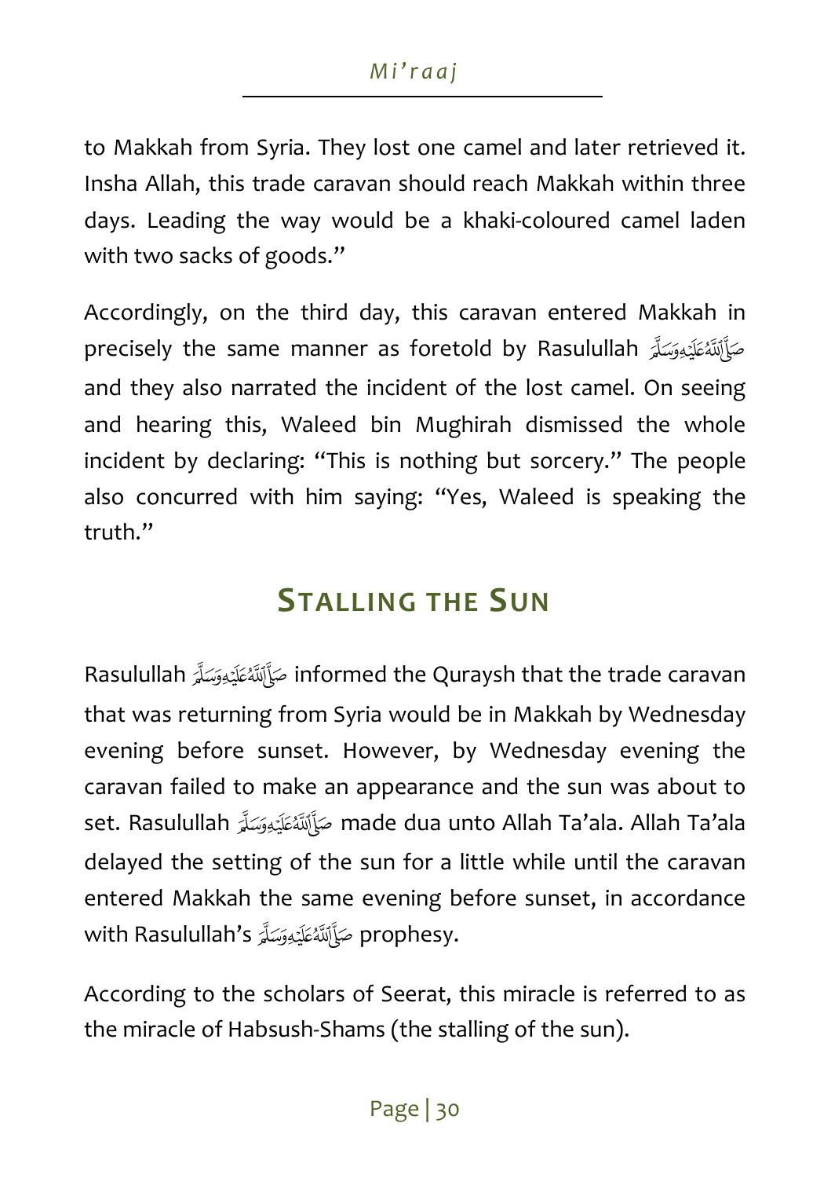to Makkah from Syria. They lost one camel and later retrieved it. Insha Allah, this trade caravan should reach Makkah within three days. Leading the way would be a khaki-coloured camel laden with two sacks of goods."

Accordingly, on the third day, this caravan entered Makkah in precisely the same manner as foretold by Rasulullah صَلَّى ٱللَّٰهُ عَلَيْهِ وَسَلَّمَ and they also narrated the incident of the lost camel. On seeing and hearing this, Waleed bin Mughirah dismissed the whole incident by declaring: "This is nothing but sorcery." The people also concurred with him saying: "Yes, Waleed is speaking the truth."

## STALLING THE SUN

Rasulullah صَلَّى ٱللَّٰهُ عَلَيْهِ وَسَلَّمَ informed the Quraysh that the trade caravan that was returning from Syria would be in Makkah by Wednesday evening before sunset. However, by Wednesday evening the caravan failed to make an appearance and the sun was about to set. Rasulullah صَلَّى ٱللَّٰهُ عَلَيْهِ وَسَلَّمَ made dua unto Allah Ta'ala. Allah Ta'ala delayed the setting of the sun for a little while until the caravan entered Makkah the same evening before sunset, in accordance with Rasulullah's صَلَّى ٱللَّٰهُ عَلَيْهِ وَسَلَّمَ prophesy.

According to the scholars of Seerat, this miracle is referred to as the miracle of Habsush-Shams (the stalling of the sun).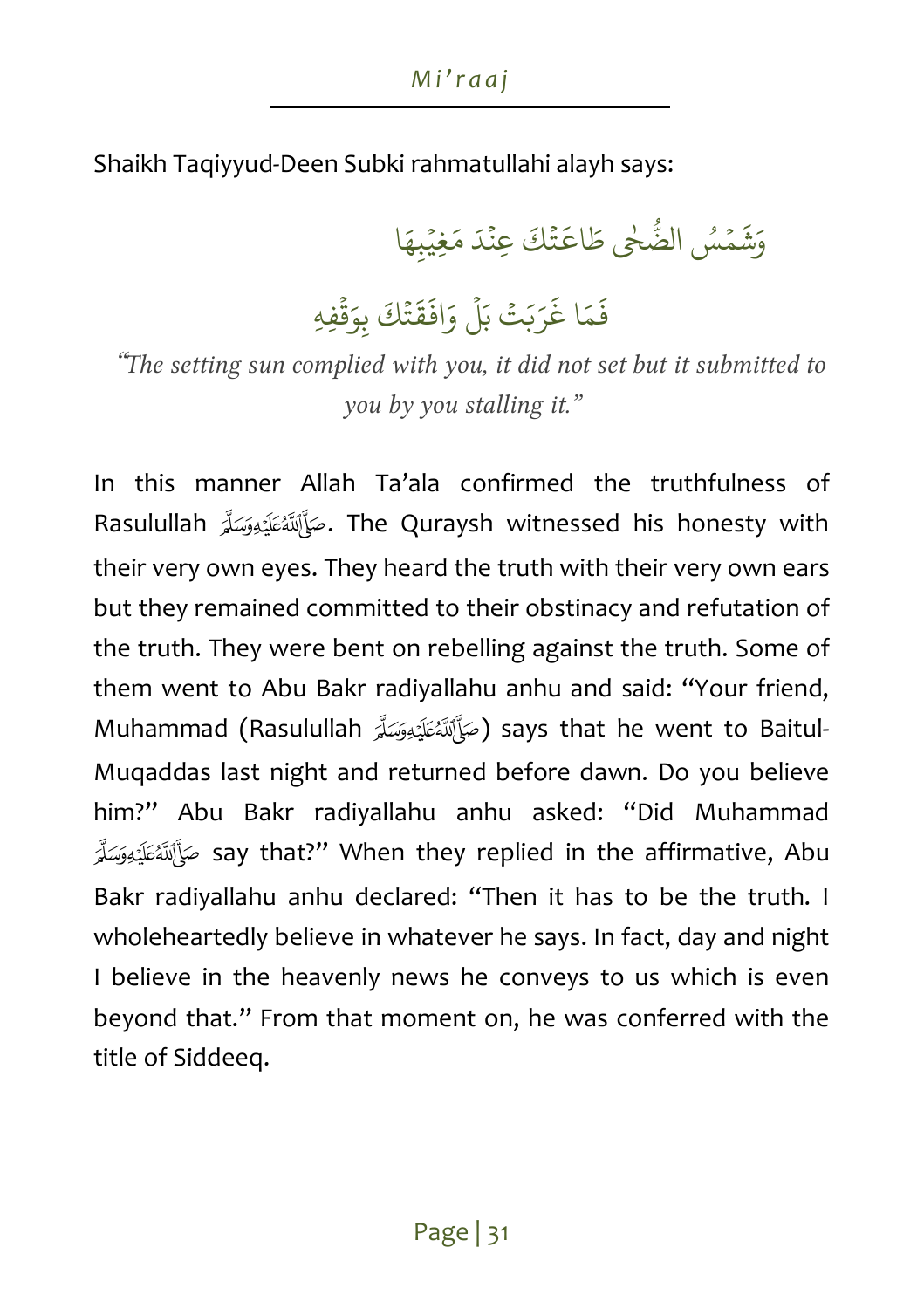Shaikh Taqiyyud-Deen Subki rahmatullahi alayh says:

وَشَمْسُ الضُّحٰى طَاعَتْكَ عِنْدَ مَغِيْبِهَا

فَمَا غَرَبَتْ بَلْ وَافَقَتْكَ بِوَقْفِهِ

*"The setting sun complied with you, it did not set but it submitted to you by you stalling it."*

In this manner Allah Ta'ala confirmed the truthfulness of Rasulullah صَلَّى ٱللَّٰهُ عَلَيْهِ وَسَلَّمَ. The Quraysh witnessed his honesty with their very own eyes. They heard the truth with their very own ears but they remained committed to their obstinacy and refutation of the truth. They were bent on rebelling against the truth. Some of them went to Abu Bakr radiyallahu anhu and said: "Your friend, Muhammad (Rasulullah صَلَّى ٱللَّٰهُ عَلَيْهِ وَسَلَّمَ) says that he went to Baitul-Muqaddas last night and returned before dawn. Do you believe him?" Abu Bakr radiyallahu anhu asked: "Did Muhammad صَلَّى ٱللَّٰهُ عَلَيْهِ وَسَلَّمَ say that?" When they replied in the affirmative, Abu Bakr radiyallahu anhu declared: "Then it has to be the truth. I wholeheartedly believe in whatever he says. In fact, day and night I believe in the heavenly news he conveys to us which is even beyond that." From that moment on, he was conferred with the title of Siddeeq.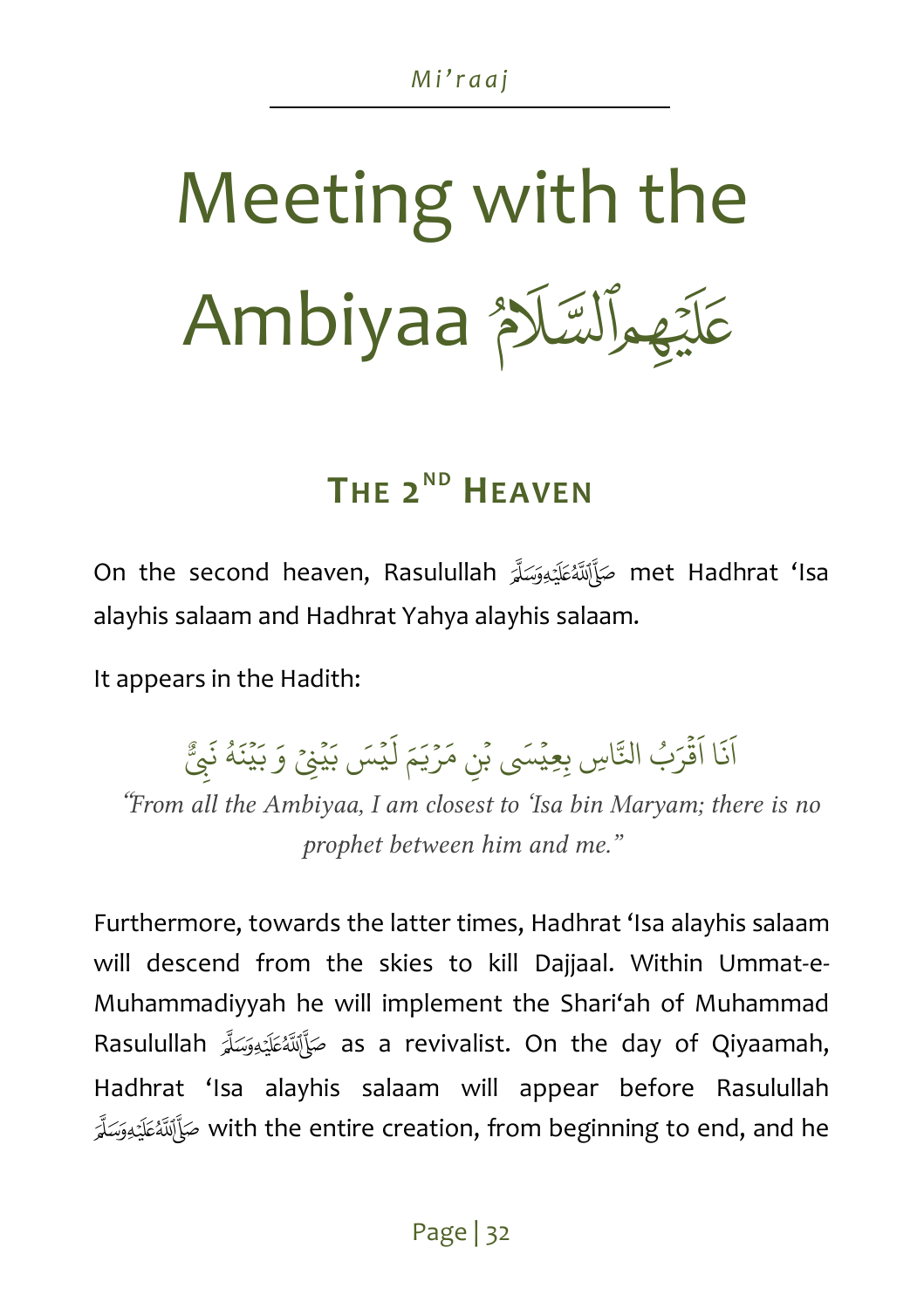# Meeting with the Ambiyaa عَلَيۡهِمُ ٱلسَّلَامُ

## The 2nd Heaven

On the second heaven, Rasulullah ﷺ met Hadhrat 'Isa alayhis salaam and Hadhrat Yahya alayhis salaam.

It appears in the Hadith:

اَنَا اَقْرَبُ النَّاسِ بِعِيْسَى بْنِ مَرْيَمَ لَيْسَ بَيْنِيْ وَ بَيْنَهُ نَبِيٌّ

*"From all the Ambiyaa, I am closest to 'Isa bin Maryam; there is no prophet between him and me."*

Furthermore, towards the latter times, Hadhrat 'Isa alayhis salaam will descend from the skies to kill Dajjaal. Within Ummat-e-Muhammadiyyah he will implement the Shari'ah of Muhammad Rasulullah ﷺ as a revivalist. On the day of Qiyaamah, Hadhrat 'Isa alayhis salaam will appear before Rasulullah ﷺ with the entire creation, from beginning to end, and he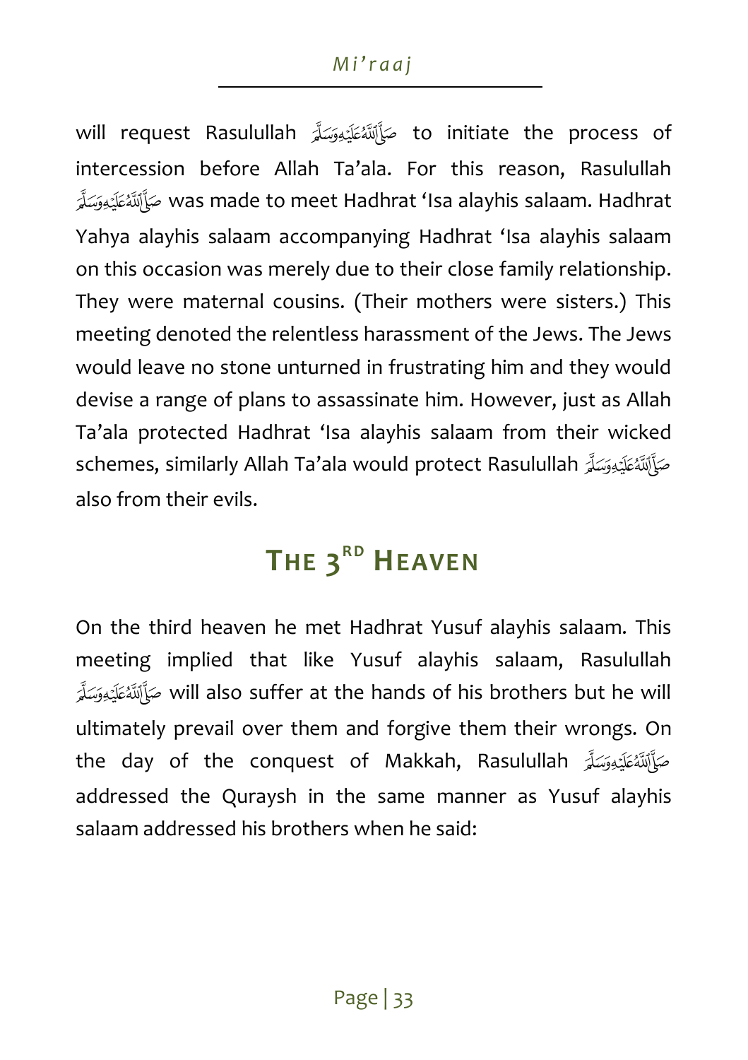will request Rasulullah صَلَّى ٱللَّٰهُ عَلَيْهِ وَسَلَّمَ to initiate the process of intercession before Allah Ta'ala. For this reason, Rasulullah صَلَّى ٱللَّٰهُ عَلَيْهِ وَسَلَّمَ was made to meet Hadhrat 'Isa alayhis salaam. Hadhrat Yahya alayhis salaam accompanying Hadhrat 'Isa alayhis salaam on this occasion was merely due to their close family relationship. They were maternal cousins. (Their mothers were sisters.) This meeting denoted the relentless harassment of the Jews. The Jews would leave no stone unturned in frustrating him and they would devise a range of plans to assassinate him. However, just as Allah Ta'ala protected Hadhrat 'Isa alayhis salaam from their wicked schemes, similarly Allah Ta'ala would protect Rasulullah صَلَّى ٱللَّٰهُ عَلَيْهِ وَسَلَّمَ also from their evils.

## THE 3RD HEAVEN

On the third heaven he met Hadhrat Yusuf alayhis salaam. This meeting implied that like Yusuf alayhis salaam, Rasulullah صَلَّى ٱللَّٰهُ عَلَيْهِ وَسَلَّمَ will also suffer at the hands of his brothers but he will ultimately prevail over them and forgive them their wrongs. On the day of the conquest of Makkah, Rasulullah صَلَّى ٱللَّٰهُ عَلَيْهِ وَسَلَّمَ addressed the Quraysh in the same manner as Yusuf alayhis salaam addressed his brothers when he said: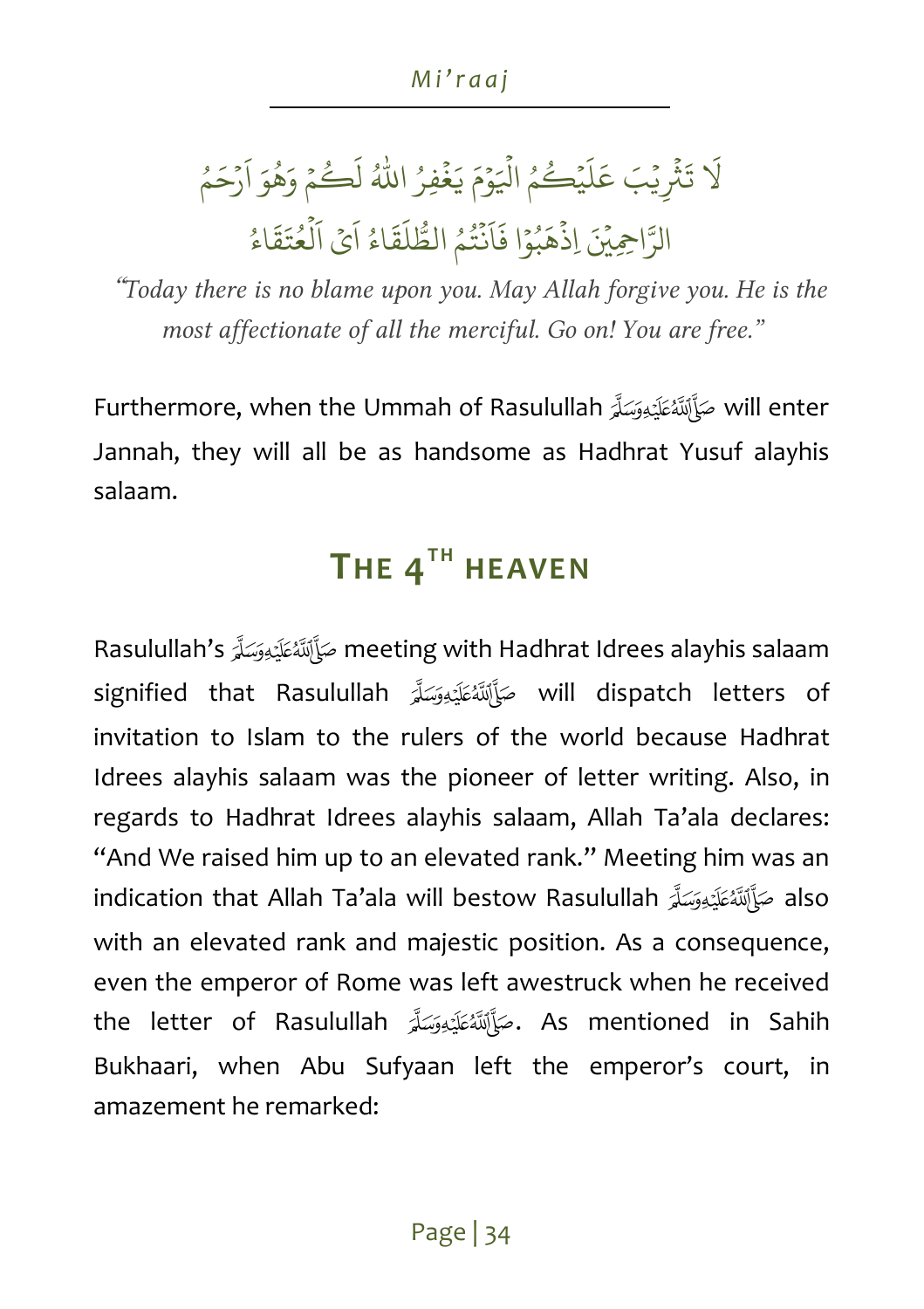لَا تَثْرِيْبَ عَلَيْكُمُ الْيَوْمَ يَغْفِرُ اللّٰهُ لَكُمْ وَهُوَ اَرْحَمُ الرَّاحِمِيْنَ اِذْهَبُوْا فَاَنْتُمُ الطُّلَقَاءُ اَىْ اَلْعُتَقَاءُ

*"Today there is no blame upon you. May Allah forgive you. He is the most affectionate of all the merciful. Go on! You are free."*

Furthermore, when the Ummah of Rasulullah صَلَّى ٱللَّٰهُ عَلَيْهِ وَسَلَّمَ will enter Jannah, they will all be as handsome as Hadhrat Yusuf alayhis salaam.

## THE 4TH HEAVEN

Rasulullah's صَلَّى ٱللَّٰهُ عَلَيْهِ وَسَلَّمَ meeting with Hadhrat Idrees alayhis salaam signified that Rasulullah صَلَّى ٱللَّٰهُ عَلَيْهِ وَسَلَّمَ will dispatch letters of invitation to Islam to the rulers of the world because Hadhrat Idrees alayhis salaam was the pioneer of letter writing. Also, in regards to Hadhrat Idrees alayhis salaam, Allah Ta'ala declares: "And We raised him up to an elevated rank." Meeting him was an indication that Allah Ta'ala will bestow Rasulullah صَلَّى ٱللَّٰهُ عَلَيْهِ وَسَلَّمَ also with an elevated rank and majestic position. As a consequence, even the emperor of Rome was left awestruck when he received the letter of Rasulullah صَلَّى ٱللَّٰهُ عَلَيْهِ وَسَلَّمَ. As mentioned in Sahih Bukhaari, when Abu Sufyaan left the emperor's court, in amazement he remarked: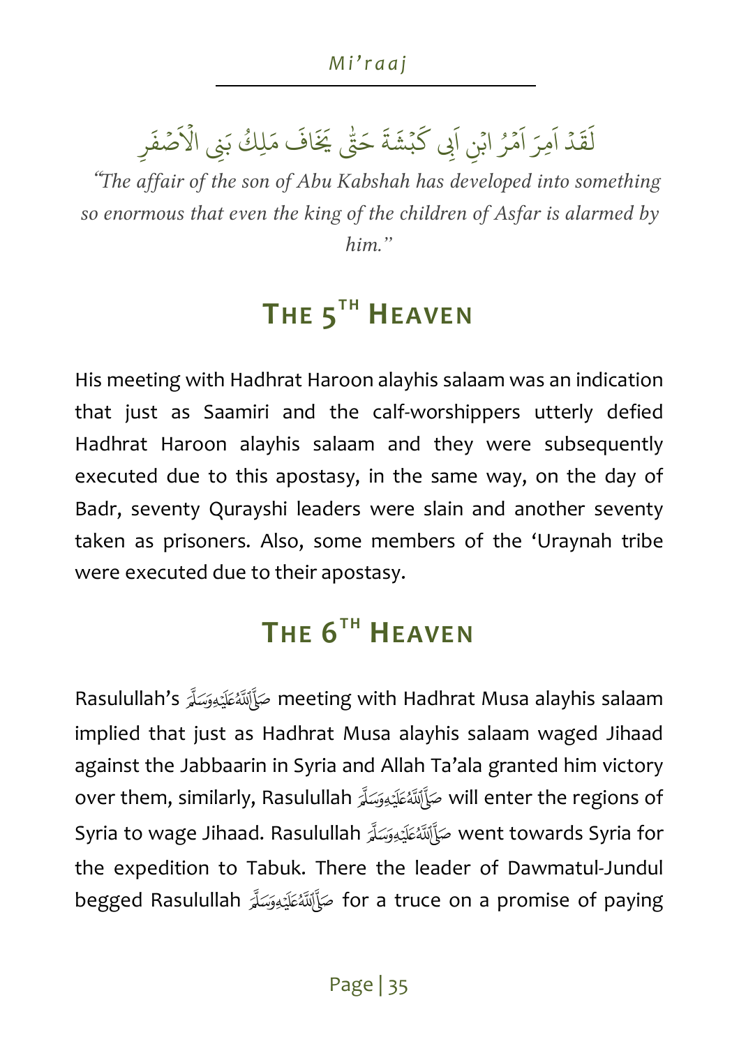لَقَدْ اَمِرَ اَمْرُ ابْنِ اَبِى كَبْشَةَ حَتّٰى يَخَافَ مَلِكُ بَنِى الْاَصْفَرِ

*"The affair of the son of Abu Kabshah has developed into something so enormous that even the king of the children of Asfar is alarmed by him."*

## The 5th Heaven

His meeting with Hadhrat Haroon alayhis salaam was an indication that just as Saamiri and the calf-worshippers utterly defied Hadhrat Haroon alayhis salaam and they were subsequently executed due to this apostasy, in the same way, on the day of Badr, seventy Qurayshi leaders were slain and another seventy taken as prisoners. Also, some members of the 'Uraynah tribe were executed due to their apostasy.

## The 6th Heaven

Rasulullah's ﷺ meeting with Hadhrat Musa alayhis salaam implied that just as Hadhrat Musa alayhis salaam waged Jihaad against the Jabbaarin in Syria and Allah Ta'ala granted him victory over them, similarly, Rasulullah ﷺ will enter the regions of Syria to wage Jihaad. Rasulullah ﷺ went towards Syria for the expedition to Tabuk. There the leader of Dawmatul-Jundul begged Rasulullah ﷺ for a truce on a promise of paying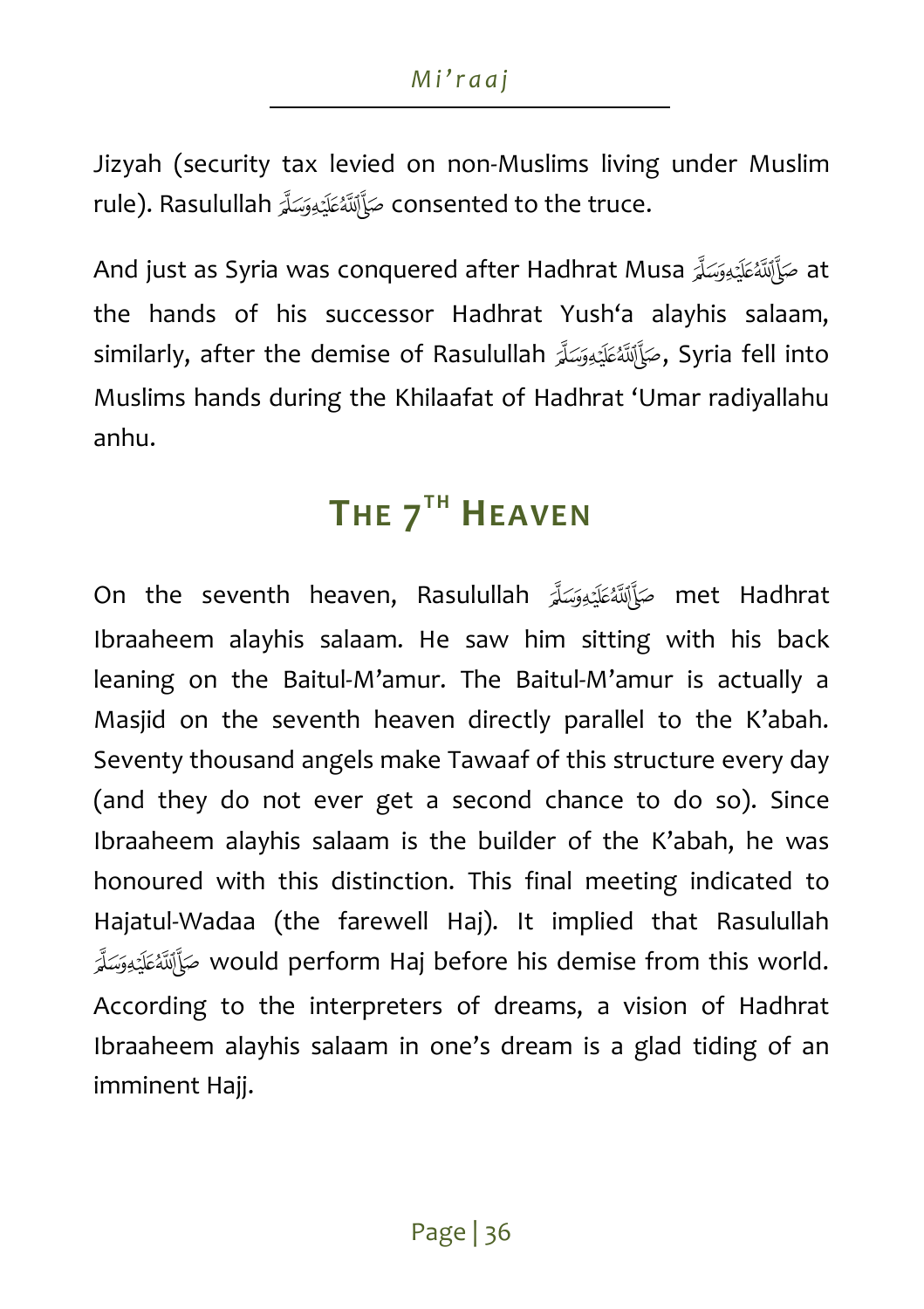Jizyah (security tax levied on non-Muslims living under Muslim rule). Rasulullah صَلَّى ٱللَّٰهُ عَلَيْهِ وَسَلَّمَ consented to the truce.

And just as Syria was conquered after Hadhrat Musa صَلَّى ٱللَّٰهُ عَلَيْهِ وَسَلَّمَ at the hands of his successor Hadhrat Yush'a alayhis salaam, similarly, after the demise of Rasulullah صَلَّى ٱللَّٰهُ عَلَيْهِ وَسَلَّمَ, Syria fell into Muslims hands during the Khilaafat of Hadhrat 'Umar radiyallahu anhu.

## THE 7TH HEAVEN

On the seventh heaven, Rasulullah صَلَّى ٱللَّٰهُ عَلَيْهِ وَسَلَّمَ met Hadhrat Ibraaheem alayhis salaam. He saw him sitting with his back leaning on the Baitul-M'amur. The Baitul-M'amur is actually a Masjid on the seventh heaven directly parallel to the K'abah. Seventy thousand angels make Tawaaf of this structure every day (and they do not ever get a second chance to do so). Since Ibraaheem alayhis salaam is the builder of the K'abah, he was honoured with this distinction. This final meeting indicated to Hajatul-Wadaa (the farewell Haj). It implied that Rasulullah صَلَّى ٱللَّٰهُ عَلَيْهِ وَسَلَّمَ would perform Haj before his demise from this world. According to the interpreters of dreams, a vision of Hadhrat Ibraaheem alayhis salaam in one's dream is a glad tiding of an imminent Hajj.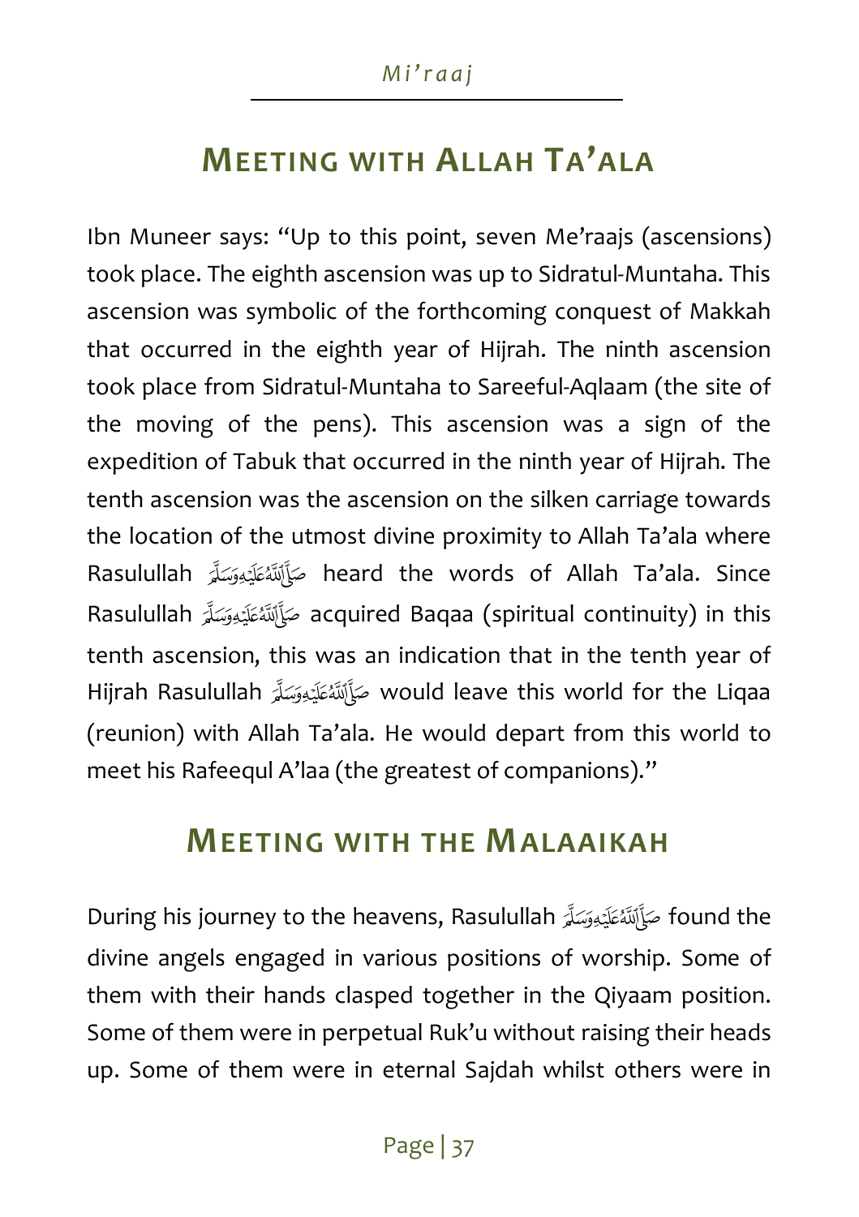## MEETING WITH ALLAH TA'ALA

Ibn Muneer says: "Up to this point, seven Me'raajs (ascensions) took place. The eighth ascension was up to Sidratul-Muntaha. This ascension was symbolic of the forthcoming conquest of Makkah that occurred in the eighth year of Hijrah. The ninth ascension took place from Sidratul-Muntaha to Sareeful-Aqlaam (the site of the moving of the pens). This ascension was a sign of the expedition of Tabuk that occurred in the ninth year of Hijrah. The tenth ascension was the ascension on the silken carriage towards the location of the utmost divine proximity to Allah Ta'ala where Rasulullah ﷺ heard the words of Allah Ta'ala. Since Rasulullah ﷺ acquired Baqaa (spiritual continuity) in this tenth ascension, this was an indication that in the tenth year of Hijrah Rasulullah ﷺ would leave this world for the Liqaa (reunion) with Allah Ta'ala. He would depart from this world to meet his Rafeequl A'laa (the greatest of companions)."

## MEETING WITH THE MALAAIKAH

During his journey to the heavens, Rasulullah ﷺ found the divine angels engaged in various positions of worship. Some of them with their hands clasped together in the Qiyaam position. Some of them were in perpetual Ruk'u without raising their heads up. Some of them were in eternal Sajdah whilst others were in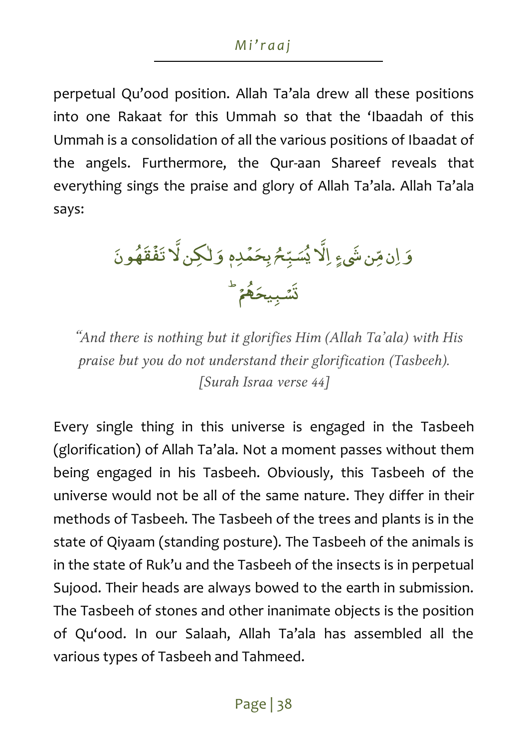perpetual Qu'ood position. Allah Ta'ala drew all these positions into one Rakaat for this Ummah so that the 'Ibaadah of this Ummah is a consolidation of all the various positions of Ibaadat of the angels. Furthermore, the Qur-aan Shareef reveals that everything sings the praise and glory of Allah Ta'ala. Allah Ta'ala says:

وَ اِن مِّن شَىۡءٍ اِلَّا يُسَبِّحُ بِحَمۡدِهٖ وَ لٰكِن لَّا تَفۡقَهُونَ تَسۡبِيحَهُمۡ ؕ

*"And there is nothing but it glorifies Him (Allah Ta'ala) with His praise but you do not understand their glorification (Tasbeeh). [Surah Israa verse 44]*

Every single thing in this universe is engaged in the Tasbeeh (glorification) of Allah Ta'ala. Not a moment passes without them being engaged in his Tasbeeh. Obviously, this Tasbeeh of the universe would not be all of the same nature. They differ in their methods of Tasbeeh. The Tasbeeh of the trees and plants is in the state of Qiyaam (standing posture). The Tasbeeh of the animals is in the state of Ruk'u and the Tasbeeh of the insects is in perpetual Sujood. Their heads are always bowed to the earth in submission. The Tasbeeh of stones and other inanimate objects is the position of Qu'ood. In our Salaah, Allah Ta'ala has assembled all the various types of Tasbeeh and Tahmeed.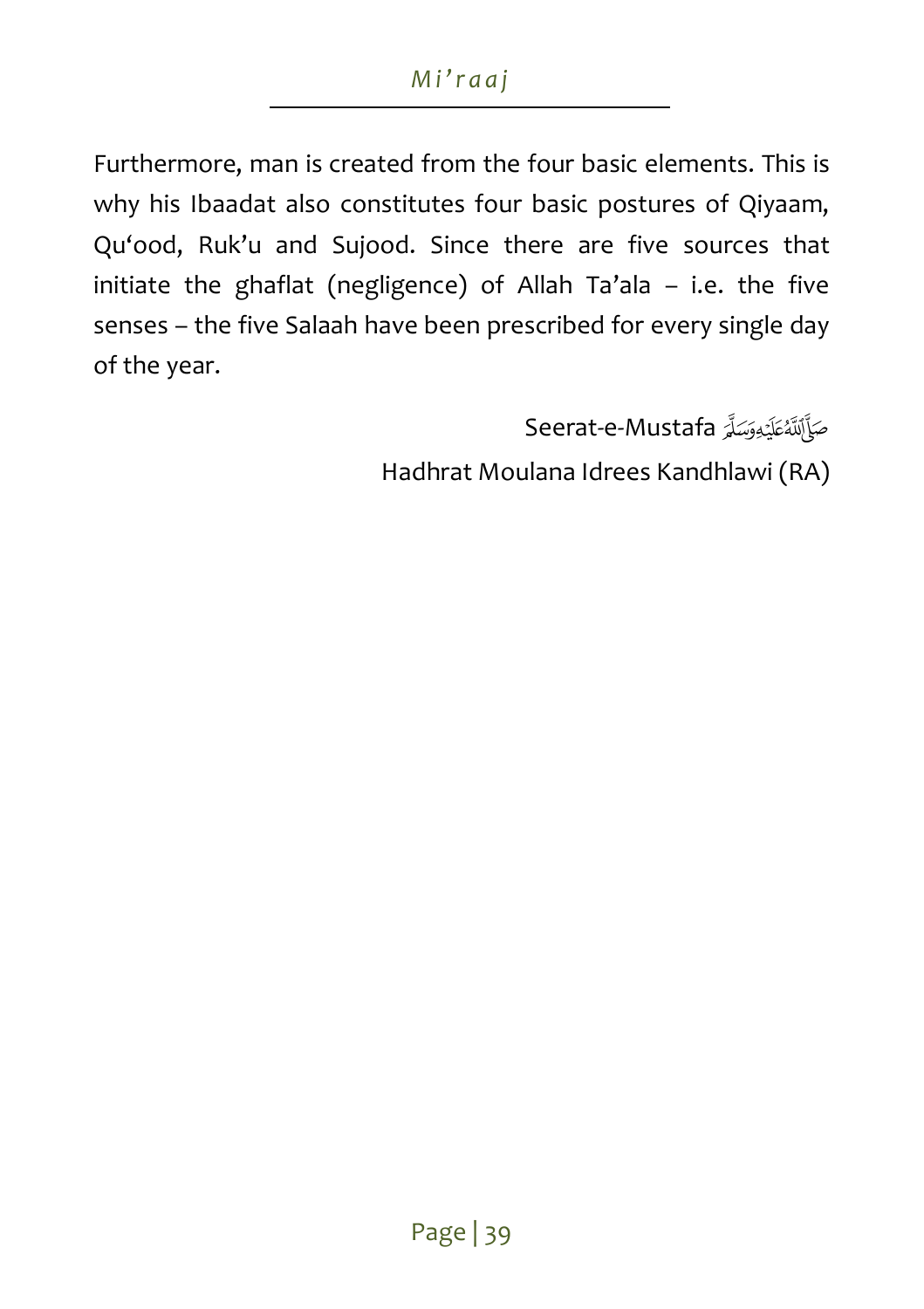Furthermore, man is created from the four basic elements. This is why his Ibaadat also constitutes four basic postures of Qiyaam, Qu'ood, Ruk'u and Sujood. Since there are five sources that initiate the ghaflat (negligence) of Allah Ta'ala – i.e. the five senses – the five Salaah have been prescribed for every single day of the year.

Seerat-e-Mustafa صَلَّى ٱللَّهُ عَلَيْهِ وَسَلَّمَ

Hadhrat Moulana Idrees Kandhlawi (RA)